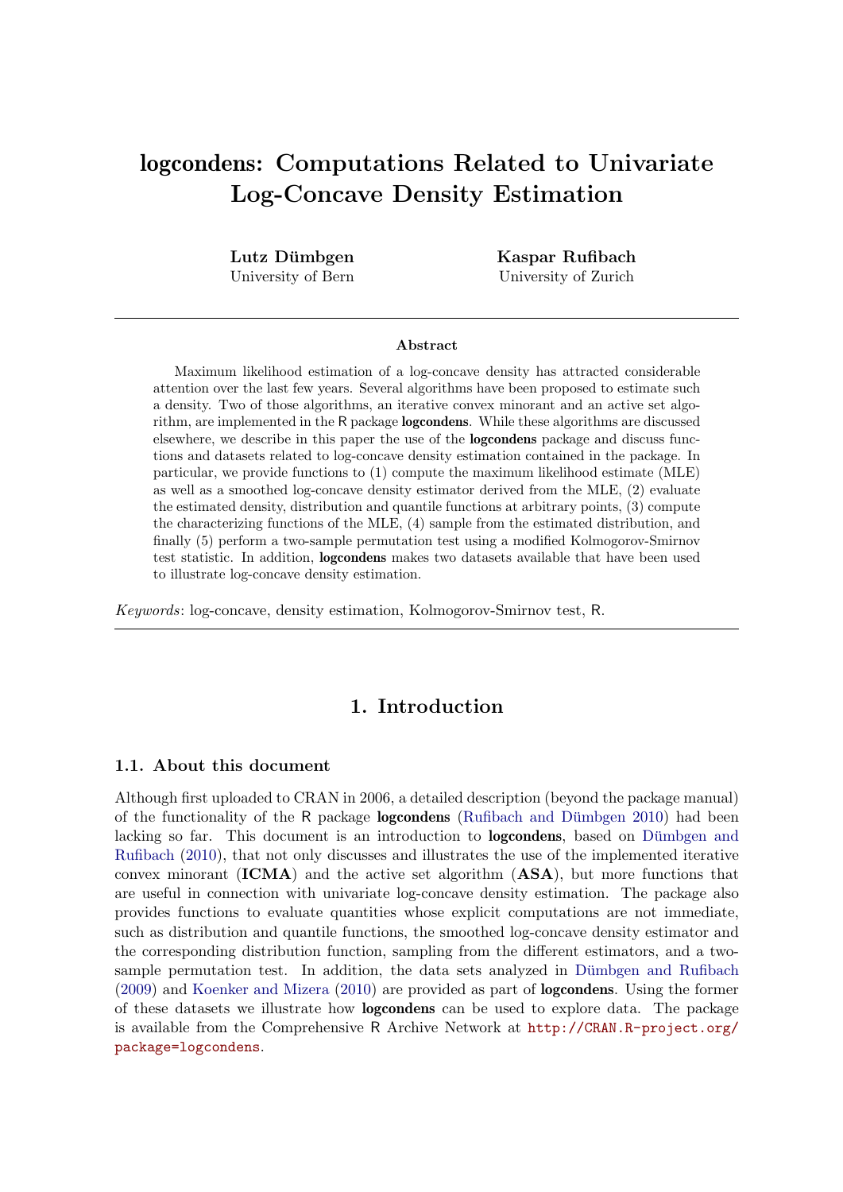# logcondens: Computations Related to Univariate Log-Concave Density Estimation

**Lutz Dümbgen**
University of Bern

**Kaspar Rufibach**
University of Zurich

### Abstract

Maximum likelihood estimation of a log-concave density has attracted considerable attention over the last few years. Several algorithms have been proposed to estimate such a density. Two of those algorithms, an iterative convex minorant and an active set algorithm, are implemented in the R package **logcondens**. While these algorithms are discussed elsewhere, we describe in this paper the use of the **logcondens** package and discuss functions and datasets related to log-concave density estimation contained in the package. In particular, we provide functions to (1) compute the maximum likelihood estimate (MLE) as well as a smoothed log-concave density estimator derived from the MLE, (2) evaluate the estimated density, distribution and quantile functions at arbitrary points, (3) compute the characterizing functions of the MLE, (4) sample from the estimated distribution, and finally (5) perform a two-sample permutation test using a modified Kolmogorov-Smirnov test statistic. In addition, **logcondens** makes two datasets available that have been used to illustrate log-concave density estimation.

*Keywords*: log-concave, density estimation, Kolmogorov-Smirnov test, R.

## 1. Introduction

### 1.1. About this document

Although first uploaded to CRAN in 2006, a detailed description (beyond the package manual) of the functionality of the R package **logcondens** (Rufibach and Dümbgen 2010) had been lacking so far. This document is an introduction to **logcondens**, based on Dümbgen and Rufibach (2010), that not only discusses and illustrates the use of the implemented iterative convex minorant (**ICMA**) and the active set algorithm (**ASA**), but more functions that are useful in connection with univariate log-concave density estimation. The package also provides functions to evaluate quantities whose explicit computations are not immediate, such as distribution and quantile functions, the smoothed log-concave density estimator and the corresponding distribution function, sampling from the different estimators, and a two-sample permutation test. In addition, the data sets analyzed in Dümbgen and Rufibach (2009) and Koenker and Mizera (2010) are provided as part of **logcondens**. Using the former of these datasets we illustrate how **logcondens** can be used to explore data. The package is available from the Comprehensive R Archive Network at http://CRAN.R-project.org/package=logcondens.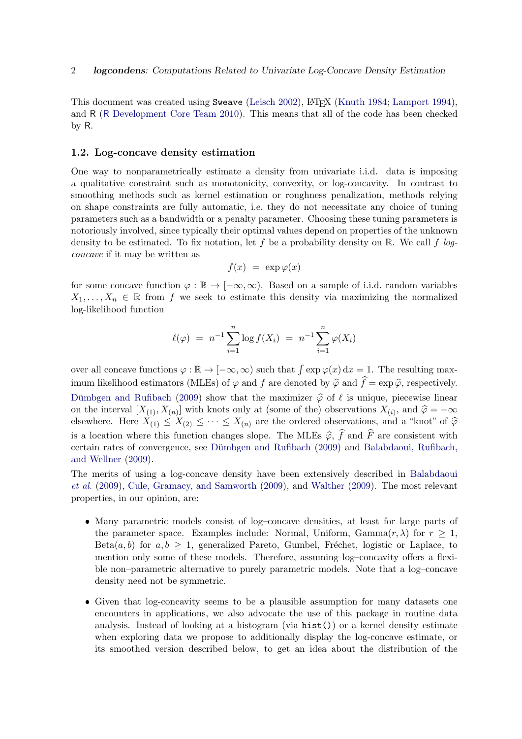This document was created using Sweave (Leisch 2002), LaTeX (Knuth 1984; Lamport 1994), and R (R Development Core Team 2010). This means that all of the code has been checked by R.

### 1.2. Log-concave density estimation

One way to nonparametrically estimate a density from univariate i.i.d. data is imposing a qualitative constraint such as monotonicity, convexity, or log-concavity. In contrast to smoothing methods such as kernel estimation or roughness penalization, methods relying on shape constraints are fully automatic, i.e. they do not necessitate any choice of tuning parameters such as a bandwidth or a penalty parameter. Choosing these tuning parameters is notoriously involved, since typically their optimal values depend on properties of the unknown density to be estimated. To fix notation, let $f$ be a probability density on $\mathbb{R}$. We call $f$ *log-concave* if it may be written as

$$f(x) \;=\; \exp \varphi(x)$$

for some concave function $\varphi : \mathbb{R} \to [-\infty, \infty)$. Based on a sample of i.i.d. random variables $X_1, \ldots, X_n \in \mathbb{R}$ from $f$ we seek to estimate this density via maximizing the normalized log-likelihood function

$$\ell(\varphi) \;=\; n^{-1} \sum_{i=1}^{n} \log f(X_i) \;=\; n^{-1} \sum_{i=1}^{n} \varphi(X_i)$$

over all concave functions $\varphi : \mathbb{R} \to [-\infty, \infty)$ such that $\int \exp \varphi(x)\, \mathrm{d}x = 1$. The resulting maximum likelihood estimators (MLEs) of $\varphi$ and $f$ are denoted by $\widehat{\varphi}$ and $\widehat{f} = \exp \widehat{\varphi}$, respectively. Dümbgen and Rufibach (2009) show that the maximizer $\widehat{\varphi}$ of $\ell$ is unique, piecewise linear on the interval $[X_{(1)}, X_{(n)}]$ with knots only at (some of the) observations $X_{(i)}$, and $\widehat{\varphi} = -\infty$ elsewhere. Here $X_{(1)} \leq X_{(2)} \leq \cdots \leq X_{(n)}$ are the ordered observations, and a "knot" of $\widehat{\varphi}$ is a location where this function changes slope. The MLEs $\widehat{\varphi}$, $\widehat{f}$ and $\widehat{F}$ are consistent with certain rates of convergence, see Dümbgen and Rufibach (2009) and Balabdaoui, Rufibach, and Wellner (2009).

The merits of using a log-concave density have been extensively described in Balabdaoui *et al.* (2009), Cule, Gramacy, and Samworth (2009), and Walther (2009). The most relevant properties, in our opinion, are:

- Many parametric models consist of log–concave densities, at least for large parts of the parameter space. Examples include: Normal, Uniform, Gamma$(r, \lambda)$ for $r \geq 1$, Beta$(a, b)$ for $a, b \geq 1$, generalized Pareto, Gumbel, Fréchet, logistic or Laplace, to mention only some of these models. Therefore, assuming log–concavity offers a flexible non–parametric alternative to purely parametric models. Note that a log–concave density need not be symmetric.

- Given that log-concavity seems to be a plausible assumption for many datasets one encounters in applications, we also advocate the use of this package in routine data analysis. Instead of looking at a histogram (via `hist()`) or a kernel density estimate when exploring data we propose to additionally display the log-concave estimate, or its smoothed version described below, to get an idea about the distribution of the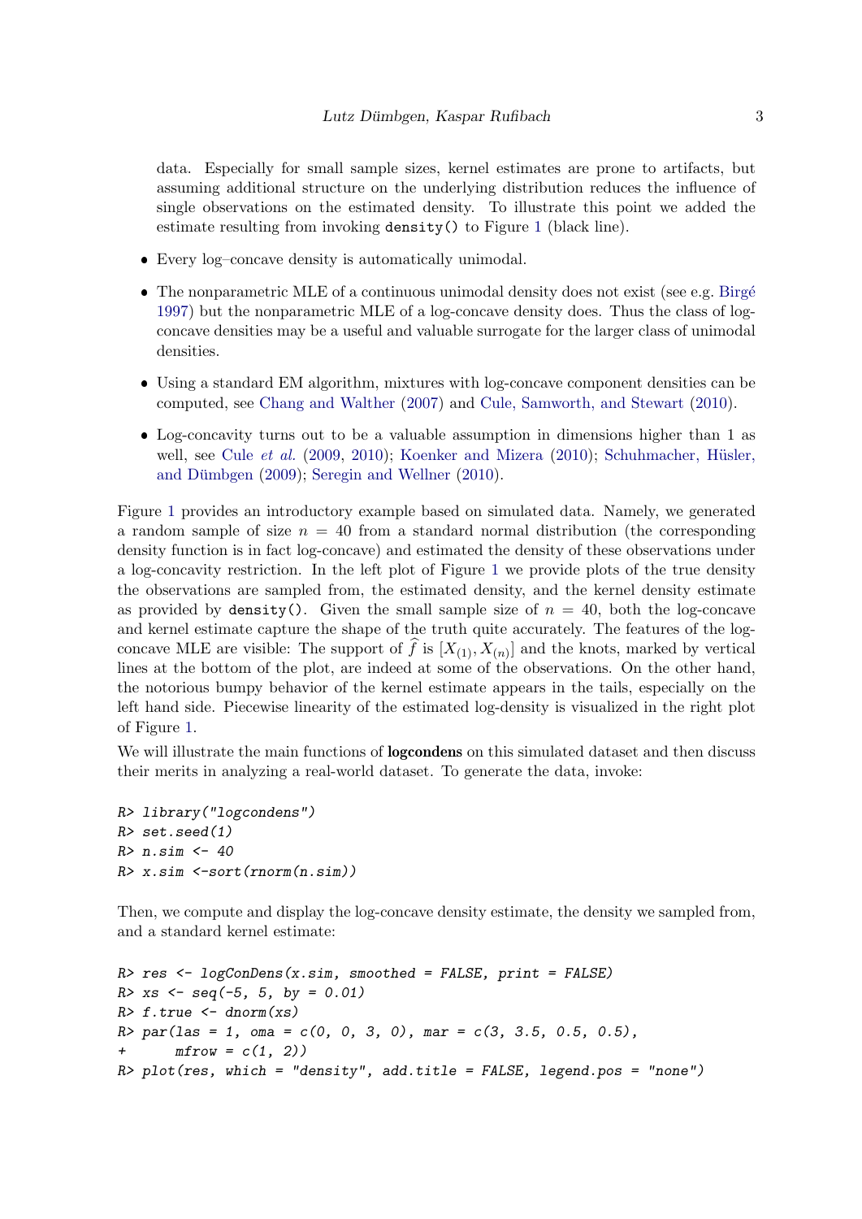data. Especially for small sample sizes, kernel estimates are prone to artifacts, but assuming additional structure on the underlying distribution reduces the influence of single observations on the estimated density. To illustrate this point we added the estimate resulting from invoking `density()` to Figure 1 (black line).

- Every log–concave density is automatically unimodal.
- The nonparametric MLE of a continuous unimodal density does not exist (see e.g. Birgé 1997) but the nonparametric MLE of a log-concave density does. Thus the class of log-concave densities may be a useful and valuable surrogate for the larger class of unimodal densities.
- Using a standard EM algorithm, mixtures with log-concave component densities can be computed, see Chang and Walther (2007) and Cule, Samworth, and Stewart (2010).
- Log-concavity turns out to be a valuable assumption in dimensions higher than 1 as well, see Cule *et al.* (2009, 2010); Koenker and Mizera (2010); Schuhmacher, Hüsler, and Dümbgen (2009); Seregin and Wellner (2010).

Figure 1 provides an introductory example based on simulated data. Namely, we generated a random sample of size $n = 40$ from a standard normal distribution (the corresponding density function is in fact log-concave) and estimated the density of these observations under a log-concavity restriction. In the left plot of Figure 1 we provide plots of the true density the observations are sampled from, the estimated density, and the kernel density estimate as provided by `density()`. Given the small sample size of $n = 40$, both the log-concave and kernel estimate capture the shape of the truth quite accurately. The features of the log-concave MLE are visible: The support of $\widehat{f}$ is $[X_{(1)}, X_{(n)}]$ and the knots, marked by vertical lines at the bottom of the plot, are indeed at some of the observations. On the other hand, the notorious bumpy behavior of the kernel estimate appears in the tails, especially on the left hand side. Piecewise linearity of the estimated log-density is visualized in the right plot of Figure 1.

We will illustrate the main functions of **logcondens** on this simulated dataset and then discuss their merits in analyzing a real-world dataset. To generate the data, invoke:

```
R> library("logcondens")
R> set.seed(1)
R> n.sim <- 40
R> x.sim <-sort(rnorm(n.sim))
```

Then, we compute and display the log-concave density estimate, the density we sampled from, and a standard kernel estimate:

```
R> res <- logConDens(x.sim, smoothed = FALSE, print = FALSE)
R> xs <- seq(-5, 5, by = 0.01)
R> f.true <- dnorm(xs)
R> par(las = 1, oma = c(0, 0, 3, 0), mar = c(3, 3.5, 0.5, 0.5),
+      mfrow = c(1, 2))
R> plot(res, which = "density", add.title = FALSE, legend.pos = "none")
```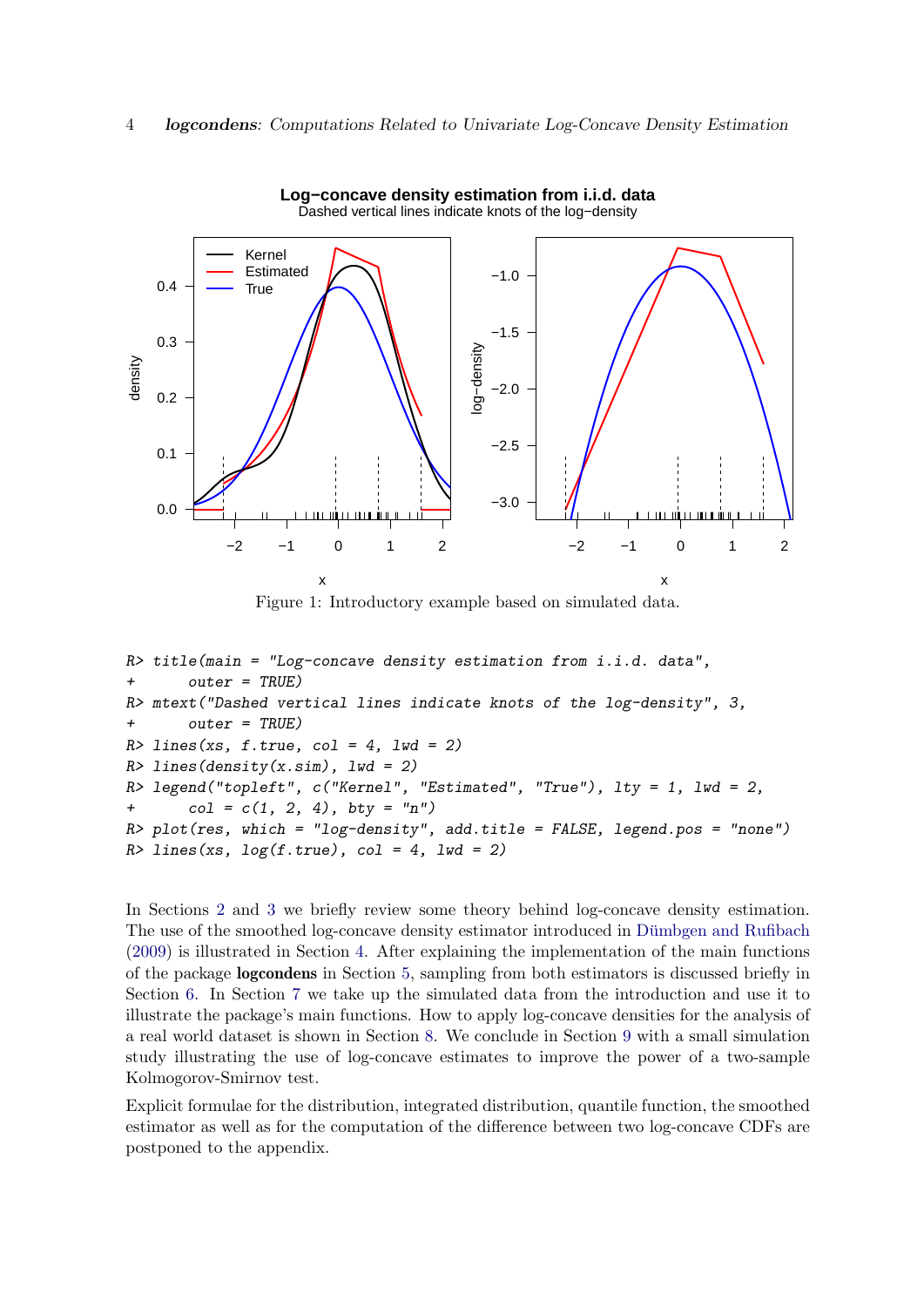Figure 1: Introductory example based on simulated data.

```
R> title(main = "Log-concave density estimation from i.i.d. data",
+      outer = TRUE)
R> mtext("Dashed vertical lines indicate knots of the log-density", 3,
+      outer = TRUE)
R> lines(xs, f.true, col = 4, lwd = 2)
R> lines(density(x.sim), lwd = 2)
R> legend("topleft", c("Kernel", "Estimated", "True"), lty = 1, lwd = 2,
+      col = c(1, 2, 4), bty = "n")
R> plot(res, which = "log-density", add.title = FALSE, legend.pos = "none")
R> lines(xs, log(f.true), col = 4, lwd = 2)
```

In Sections 2 and 3 we briefly review some theory behind log-concave density estimation. The use of the smoothed log-concave density estimator introduced in Dümbgen and Rufibach (2009) is illustrated in Section 4. After explaining the implementation of the main functions of the package **logcondens** in Section 5, sampling from both estimators is discussed briefly in Section 6. In Section 7 we take up the simulated data from the introduction and use it to illustrate the package's main functions. How to apply log-concave densities for the analysis of a real world dataset is shown in Section 8. We conclude in Section 9 with a small simulation study illustrating the use of log-concave estimates to improve the power of a two-sample Kolmogorov-Smirnov test.

Explicit formulae for the distribution, integrated distribution, quantile function, the smoothed estimator as well as for the computation of the difference between two log-concave CDFs are postponed to the appendix.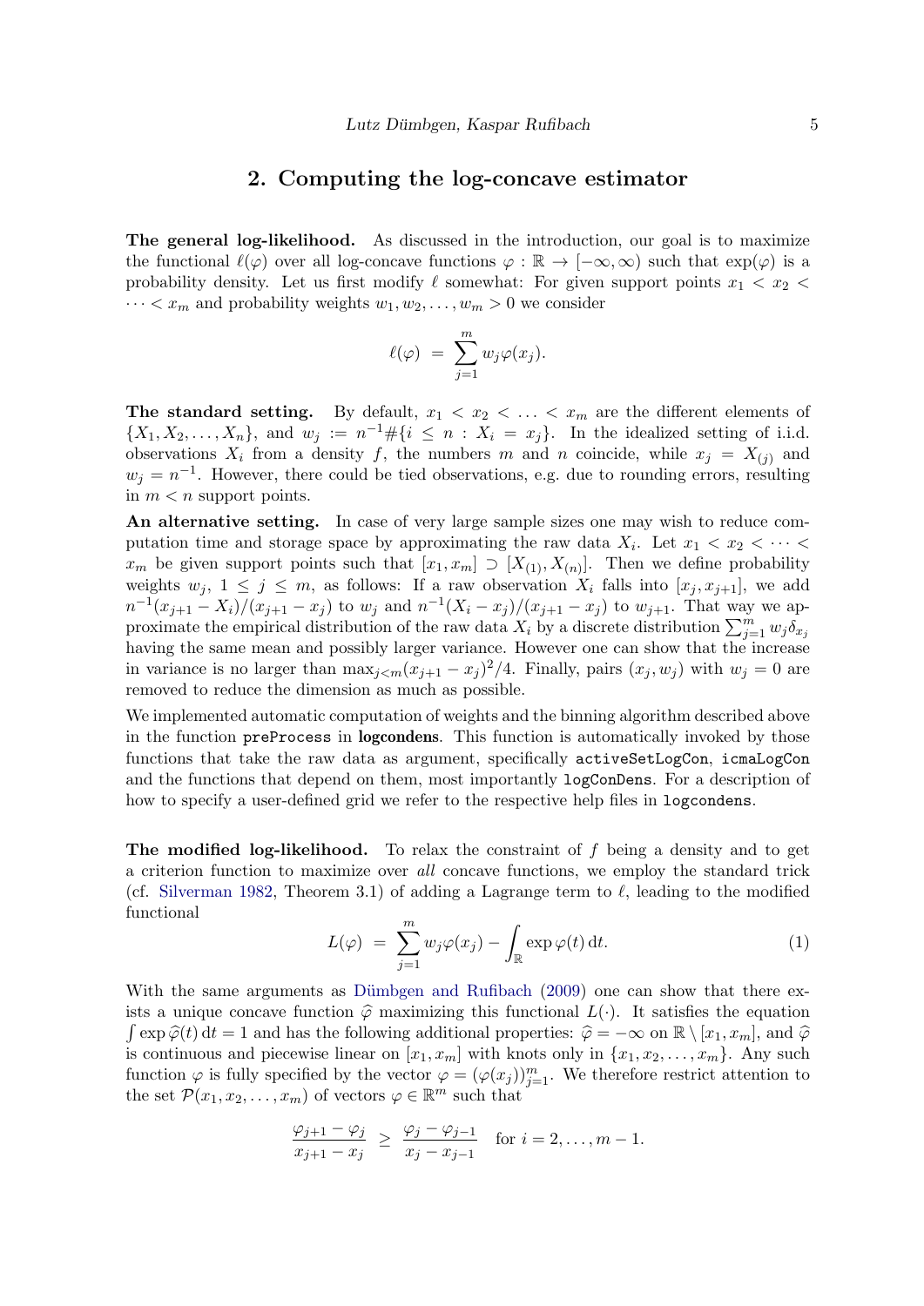## 2. Computing the log-concave estimator

**The general log-likelihood.** As discussed in the introduction, our goal is to maximize the functional $\ell(\varphi)$ over all log-concave functions $\varphi : \mathbb{R} \to [-\infty, \infty)$ such that $\exp(\varphi)$ is a probability density. Let us first modify $\ell$ somewhat: For given support points $x_1 < x_2 < \cdots < x_m$ and probability weights $w_1, w_2, \ldots, w_m > 0$ we consider

$$\ell(\varphi) = \sum_{j=1}^{m} w_j \varphi(x_j).$$

**The standard setting.** By default, $x_1 < x_2 < \ldots < x_m$ are the different elements of $\{X_1, X_2, \ldots, X_n\}$, and $w_j := n^{-1}\#\{i \le n : X_i = x_j\}$. In the idealized setting of i.i.d. observations $X_i$ from a density $f$, the numbers $m$ and $n$ coincide, while $x_j = X_{(j)}$ and $w_j = n^{-1}$. However, there could be tied observations, e.g. due to rounding errors, resulting in $m < n$ support points.

**An alternative setting.** In case of very large sample sizes one may wish to reduce computation time and storage space by approximating the raw data $X_i$. Let $x_1 < x_2 < \cdots < x_m$ be given support points such that $[x_1, x_m] \supset [X_{(1)}, X_{(n)}]$. Then we define probability weights $w_j$, $1 \le j \le m$, as follows: If a raw observation $X_i$ falls into $[x_j, x_{j+1}]$, we add $n^{-1}(x_{j+1} - X_i)/(x_{j+1} - x_j)$ to $w_j$ and $n^{-1}(X_i - x_j)/(x_{j+1} - x_j)$ to $w_{j+1}$. That way we approximate the empirical distribution of the raw data $X_i$ by a discrete distribution $\sum_{j=1}^{m} w_j \delta_{x_j}$ having the same mean and possibly larger variance. However one can show that the increase in variance is no larger than $\max_{j<m}(x_{j+1} - x_j)^2/4$. Finally, pairs $(x_j, w_j)$ with $w_j = 0$ are removed to reduce the dimension as much as possible.

We implemented automatic computation of weights and the binning algorithm described above in the function `preProcess` in **logcondens**. This function is automatically invoked by those functions that take the raw data as argument, specifically `activeSetLogCon`, `icmaLogCon` and the functions that depend on them, most importantly `logConDens`. For a description of how to specify a user-defined grid we refer to the respective help files in `logcondens`.

**The modified log-likelihood.** To relax the constraint of $f$ being a density and to get a criterion function to maximize over *all* concave functions, we employ the standard trick (cf. Silverman 1982, Theorem 3.1) of adding a Lagrange term to $\ell$, leading to the modified functional

$$L(\varphi) = \sum_{j=1}^{m} w_j \varphi(x_j) - \int_{\mathbb{R}} \exp \varphi(t) \, \mathrm{d}t. \tag{1}$$

With the same arguments as Dümbgen and Rufibach (2009) one can show that there exists a unique concave function $\widehat{\varphi}$ maximizing this functional $L(\cdot)$. It satisfies the equation $\int \exp \widehat{\varphi}(t) \, \mathrm{d}t = 1$ and has the following additional properties: $\widehat{\varphi} = -\infty$ on $\mathbb{R} \setminus [x_1, x_m]$, and $\widehat{\varphi}$ is continuous and piecewise linear on $[x_1, x_m]$ with knots only in $\{x_1, x_2, \ldots, x_m\}$. Any such function $\varphi$ is fully specified by the vector $\varphi = (\varphi(x_j))_{j=1}^{m}$. We therefore restrict attention to the set $\mathcal{P}(x_1, x_2, \ldots, x_m)$ of vectors $\varphi \in \mathbb{R}^m$ such that

$$\frac{\varphi_{j+1} - \varphi_j}{x_{j+1} - x_j} \ \ge \ \frac{\varphi_j - \varphi_{j-1}}{x_j - x_{j-1}} \quad \text{for } i = 2, \ldots, m-1.$$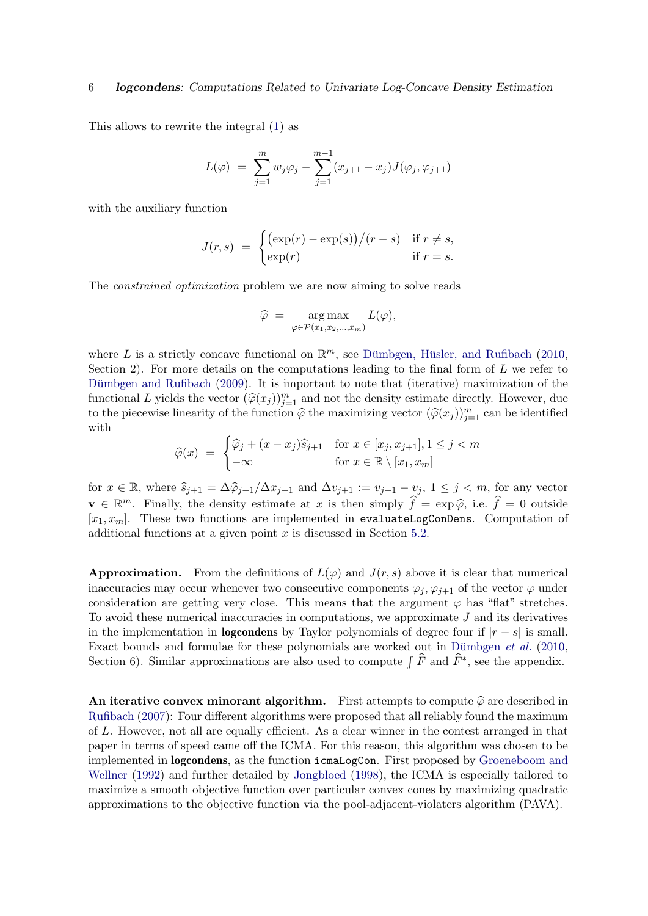This allows to rewrite the integral (1) as

$$L(\varphi) \;=\; \sum_{j=1}^{m} w_j \varphi_j - \sum_{j=1}^{m-1} (x_{j+1} - x_j) J(\varphi_j, \varphi_{j+1})$$

with the auxiliary function

$$J(r,s) \;=\; \begin{cases} \big(\exp(r) - \exp(s)\big)/(r-s) & \text{if } r \neq s, \\ \exp(r) & \text{if } r = s. \end{cases}$$

The *constrained optimization* problem we are now aiming to solve reads

$$\widehat{\varphi} \;=\; \operatorname*{arg\,max}_{\varphi \in \mathcal{P}(x_1, x_2, \ldots, x_m)} L(\varphi),$$

where $L$ is a strictly concave functional on $\mathbb{R}^m$, see Dümbgen, Hüsler, and Rufibach (2010, Section 2). For more details on the computations leading to the final form of $L$ we refer to Dümbgen and Rufibach (2009). It is important to note that (iterative) maximization of the functional $L$ yields the vector $(\widehat{\varphi}(x_j))_{j=1}^m$ and not the density estimate directly. However, due to the piecewise linearity of the function $\widehat{\varphi}$ the maximizing vector $(\widehat{\varphi}(x_j))_{j=1}^m$ can be identified with

$$\widehat{\varphi}(x) \;=\; \begin{cases} \widehat{\varphi}_j + (x - x_j)\widehat{s}_{j+1} & \text{for } x \in [x_j, x_{j+1}], 1 \leq j < m \\ -\infty & \text{for } x \in \mathbb{R} \setminus [x_1, x_m] \end{cases}$$

for $x \in \mathbb{R}$, where $\widehat{s}_{j+1} = \Delta \widehat{\varphi}_{j+1} / \Delta x_{j+1}$ and $\Delta v_{j+1} := v_{j+1} - v_j$, $1 \leq j < m$, for any vector $\mathbf{v} \in \mathbb{R}^m$. Finally, the density estimate at $x$ is then simply $\widehat{f} = \exp \widehat{\varphi}$, i.e. $\widehat{f} = 0$ outside $[x_1, x_m]$. These two functions are implemented in `evaluateLogConDens`. Computation of additional functions at a given point $x$ is discussed in Section 5.2.

**Approximation.** From the definitions of $L(\varphi)$ and $J(r,s)$ above it is clear that numerical inaccuracies may occur whenever two consecutive components $\varphi_j, \varphi_{j+1}$ of the vector $\varphi$ under consideration are getting very close. This means that the argument $\varphi$ has "flat" stretches. To avoid these numerical inaccuracies in computations, we approximate $J$ and its derivatives in the implementation in **logcondens** by Taylor polynomials of degree four if $|r - s|$ is small. Exact bounds and formulae for these polynomials are worked out in Dümbgen *et al.* (2010, Section 6). Similar approximations are also used to compute $\int \widehat{F}$ and $\widehat{F}^*$, see the appendix.

**An iterative convex minorant algorithm.** First attempts to compute $\widehat{\varphi}$ are described in Rufibach (2007): Four different algorithms were proposed that all reliably found the maximum of $L$. However, not all are equally efficient. As a clear winner in the contest arranged in that paper in terms of speed came off the ICMA. For this reason, this algorithm was chosen to be implemented in **logcondens**, as the function `icmaLogCon`. First proposed by Groeneboom and Wellner (1992) and further detailed by Jongbloed (1998), the ICMA is especially tailored to maximize a smooth objective function over particular convex cones by maximizing quadratic approximations to the objective function via the pool-adjacent-violaters algorithm (PAVA).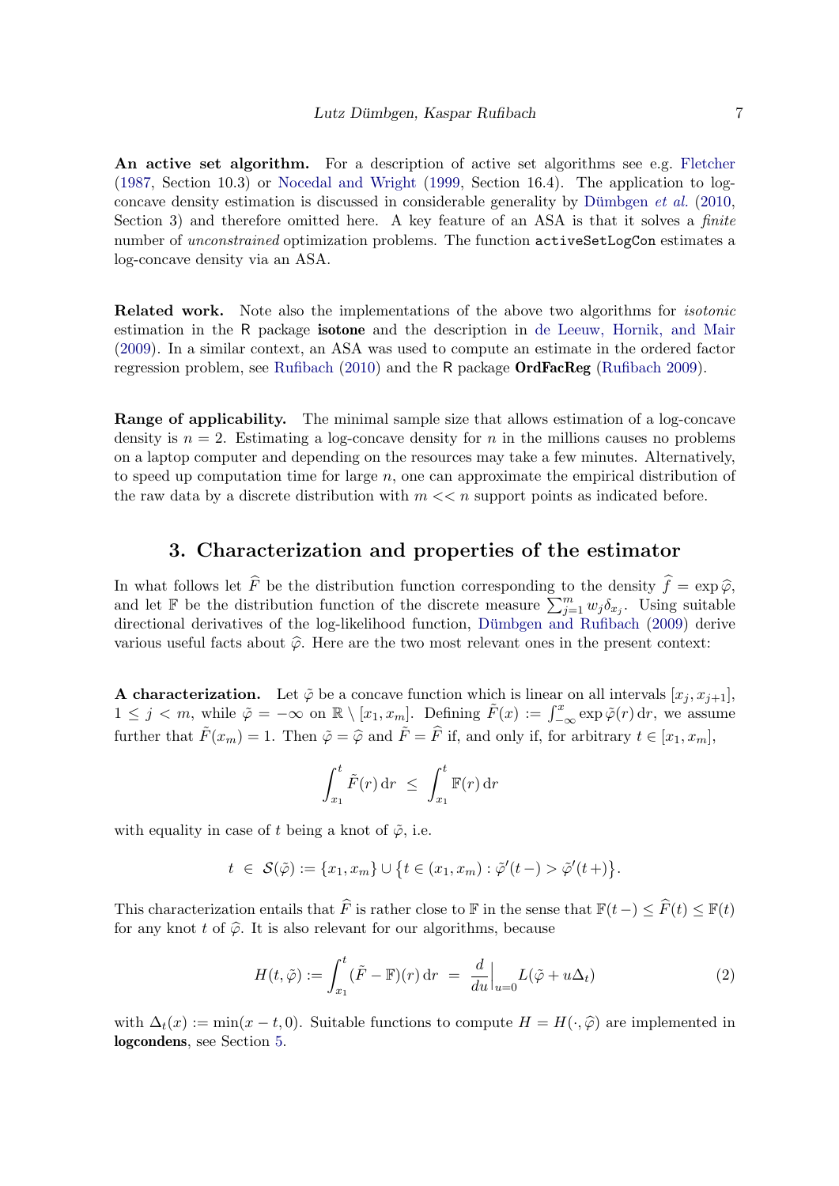**An active set algorithm.** For a description of active set algorithms see e.g. Fletcher (1987, Section 10.3) or Nocedal and Wright (1999, Section 16.4). The application to log-concave density estimation is discussed in considerable generality by Dümbgen *et al.* (2010, Section 3) and therefore omitted here. A key feature of an ASA is that it solves a *finite* number of *unconstrained* optimization problems. The function `activeSetLogCon` estimates a log-concave density via an ASA.

**Related work.** Note also the implementations of the above two algorithms for *isotonic* estimation in the R package **isotone** and the description in de Leeuw, Hornik, and Mair (2009). In a similar context, an ASA was used to compute an estimate in the ordered factor regression problem, see Rufibach (2010) and the R package **OrdFacReg** (Rufibach 2009).

**Range of applicability.** The minimal sample size that allows estimation of a log-concave density is $n = 2$. Estimating a log-concave density for $n$ in the millions causes no problems on a laptop computer and depending on the resources may take a few minutes. Alternatively, to speed up computation time for large $n$, one can approximate the empirical distribution of the raw data by a discrete distribution with $m << n$ support points as indicated before.

## 3. Characterization and properties of the estimator

In what follows let $\widehat{F}$ be the distribution function corresponding to the density $\widehat{f} = \exp \widehat{\varphi}$, and let $\mathbb{F}$ be the distribution function of the discrete measure $\sum_{j=1}^m w_j \delta_{x_j}$. Using suitable directional derivatives of the log-likelihood function, Dümbgen and Rufibach (2009) derive various useful facts about $\widehat{\varphi}$. Here are the two most relevant ones in the present context:

**A characterization.** Let $\tilde{\varphi}$ be a concave function which is linear on all intervals $[x_j, x_{j+1}]$, $1 \le j < m$, while $\tilde{\varphi} = -\infty$ on $\mathbb{R} \setminus [x_1, x_m]$. Defining $\tilde{F}(x) := \int_{-\infty}^x \exp \tilde{\varphi}(r) \, \mathrm{d}r$, we assume further that $\tilde{F}(x_m) = 1$. Then $\tilde{\varphi} = \widehat{\varphi}$ and $\tilde{F} = \widehat{F}$ if, and only if, for arbitrary $t \in [x_1, x_m]$,

$$\int_{x_1}^t \tilde{F}(r) \, \mathrm{d}r \;\le\; \int_{x_1}^t \mathbb{F}(r) \, \mathrm{d}r$$

with equality in case of $t$ being a knot of $\tilde{\varphi}$, i.e.

$$t \;\in\; \mathcal{S}(\tilde{\varphi}) := \{x_1, x_m\} \cup \big\{ t \in (x_1, x_m) : \tilde{\varphi}'(t-) > \tilde{\varphi}'(t+) \big\}.$$

This characterization entails that $\widehat{F}$ is rather close to $\mathbb{F}$ in the sense that $\mathbb{F}(t-) \le \widehat{F}(t) \le \mathbb{F}(t)$ for any knot $t$ of $\widehat{\varphi}$. It is also relevant for our algorithms, because

$$H(t, \tilde{\varphi}) := \int_{x_1}^t (\tilde{F} - \mathbb{F})(r) \, \mathrm{d}r \;=\; \frac{d}{du}\Big|_{u=0} L(\tilde{\varphi} + u \Delta_t) \tag{2}$$

with $\Delta_t(x) := \min(x - t, 0)$. Suitable functions to compute $H = H(\cdot, \widehat{\varphi})$ are implemented in **logcondens**, see Section 5.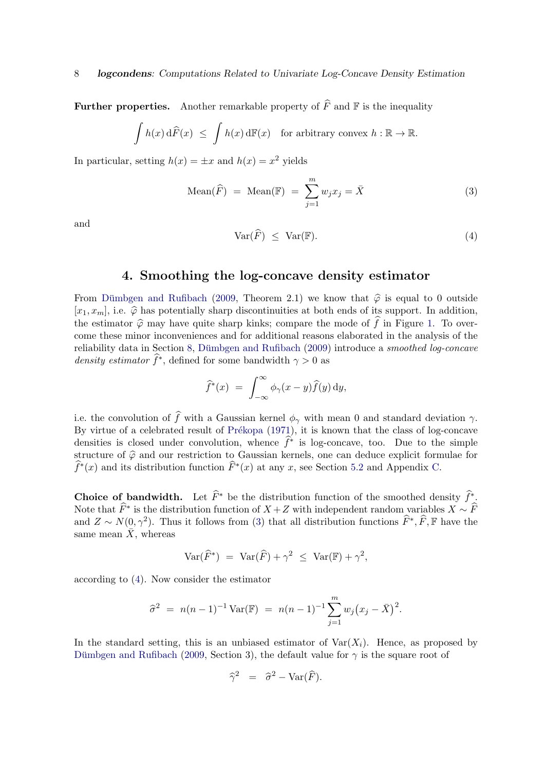**Further properties.** Another remarkable property of $\widehat{F}$ and $\mathbb{F}$ is the inequality

$$\int h(x)\,\mathrm{d}\widehat{F}(x) \;\le\; \int h(x)\,\mathrm{d}\mathbb{F}(x) \quad \text{for arbitrary convex } h : \mathbb{R} \to \mathbb{R}.$$

In particular, setting $h(x) = \pm x$ and $h(x) = x^2$ yields

$$\mathrm{Mean}(\widehat{F}) \;=\; \mathrm{Mean}(\mathbb{F}) \;=\; \sum_{j=1}^{m} w_j x_j = \bar{X} \tag{3}$$

and

$$\mathrm{Var}(\widehat{F}) \;\le\; \mathrm{Var}(\mathbb{F}). \tag{4}$$

# 4. Smoothing the log-concave density estimator

From Dümbgen and Rufibach (2009, Theorem 2.1) we know that $\widehat{\varphi}$ is equal to 0 outside $[x_1, x_m]$, i.e. $\widehat{\varphi}$ has potentially sharp discontinuities at both ends of its support. In addition, the estimator $\widehat{\varphi}$ may have quite sharp kinks; compare the mode of $\widehat{f}$ in Figure 1. To overcome these minor inconveniences and for additional reasons elaborated in the analysis of the reliability data in Section 8, Dümbgen and Rufibach (2009) introduce a *smoothed log-concave density estimator* $\widehat{f}^*$, defined for some bandwidth $\gamma > 0$ as

$$\widehat{f}^*(x) \;=\; \int_{-\infty}^{\infty} \phi_\gamma(x-y)\widehat{f}(y)\,\mathrm{d}y,$$

i.e. the convolution of $\widehat{f}$ with a Gaussian kernel $\phi_\gamma$ with mean 0 and standard deviation $\gamma$. By virtue of a celebrated result of Prékopa (1971), it is known that the class of log-concave densities is closed under convolution, whence $\widehat{f}^*$ is log-concave, too. Due to the simple structure of $\widehat{\varphi}$ and our restriction to Gaussian kernels, one can deduce explicit formulae for $\widehat{f}^*(x)$ and its distribution function $\widehat{F}^*(x)$ at any $x$, see Section 5.2 and Appendix C.

**Choice of bandwidth.** Let $\widehat{F}^*$ be the distribution function of the smoothed density $\widehat{f}^*$. Note that $\widehat{F}^*$ is the distribution function of $X + Z$ with independent random variables $X \sim \widehat{F}$ and $Z \sim N(0, \gamma^2)$. Thus it follows from (3) that all distribution functions $\widehat{F}^*, \widehat{F}, \mathbb{F}$ have the same mean $\bar{X}$, whereas

$$\mathrm{Var}(\widehat{F}^*) \;=\; \mathrm{Var}(\widehat{F}) + \gamma^2 \;\le\; \mathrm{Var}(\mathbb{F}) + \gamma^2,$$

according to (4). Now consider the estimator

$$\widehat{\sigma}^2 \;=\; n(n-1)^{-1}\,\mathrm{Var}(\mathbb{F}) \;=\; n(n-1)^{-1} \sum_{j=1}^{m} w_j \big(x_j - \bar{X}\big)^2.$$

In the standard setting, this is an unbiased estimator of $\mathrm{Var}(X_i)$. Hence, as proposed by Dümbgen and Rufibach (2009, Section 3), the default value for $\gamma$ is the square root of

$$\widehat{\gamma}^2 \quad = \quad \widehat{\sigma}^2 - \mathrm{Var}(\widehat{F}).$$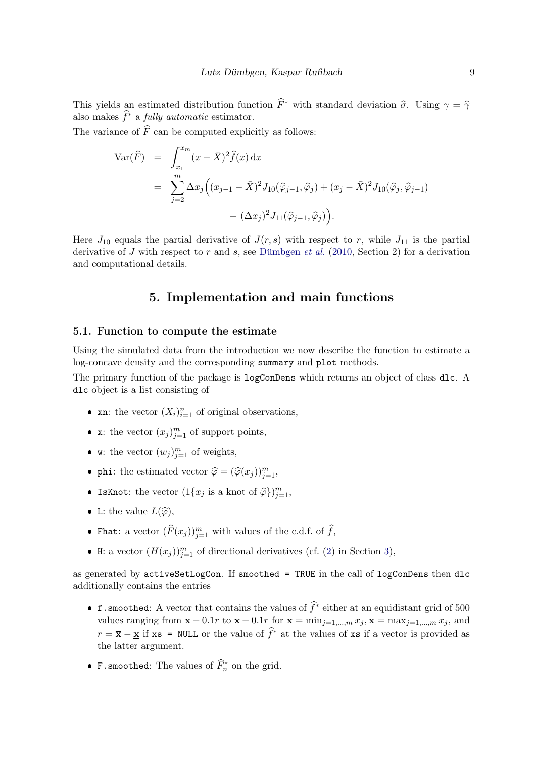This yields an estimated distribution function $\widehat{F}^*$ with standard deviation $\widehat{\sigma}$. Using $\gamma = \widehat{\gamma}$ also makes $\widehat{f}^*$ a *fully automatic* estimator.

The variance of $\widehat{F}$ can be computed explicitly as follows:

$$
\begin{aligned}
\mathrm{Var}(\widehat{F}) &= \int_{x_1}^{x_m} (x - \bar{X})^2 \widehat{f}(x)\,\mathrm{d}x \\
&= \sum_{j=2}^{m} \Delta x_j \Big( (x_{j-1} - \bar{X})^2 J_{10}(\widehat{\varphi}_{j-1}, \widehat{\varphi}_j) + (x_j - \bar{X})^2 J_{10}(\widehat{\varphi}_j, \widehat{\varphi}_{j-1}) \\
&\qquad\qquad - (\Delta x_j)^2 J_{11}(\widehat{\varphi}_{j-1}, \widehat{\varphi}_j) \Big).
\end{aligned}
$$

Here $J_{10}$ equals the partial derivative of $J(r, s)$ with respect to $r$, while $J_{11}$ is the partial derivative of $J$ with respect to $r$ and $s$, see Dümbgen *et al.* (2010, Section 2) for a derivation and computational details.

## 5. Implementation and main functions

### 5.1. Function to compute the estimate

Using the simulated data from the introduction we now describe the function to estimate a log-concave density and the corresponding `summary` and `plot` methods.

The primary function of the package is `logConDens` which returns an object of class `dlc`. A `dlc` object is a list consisting of

- `xn`: the vector $(X_i)_{i=1}^n$ of original observations,
- `x`: the vector $(x_j)_{j=1}^m$ of support points,
- `w`: the vector $(w_j)_{j=1}^m$ of weights,
- `phi`: the estimated vector $\widehat{\varphi} = (\widehat{\varphi}(x_j))_{j=1}^m$,
- `IsKnot`: the vector $(1\{x_j \text{ is a knot of } \widehat{\varphi}\})_{j=1}^m$,
- `L`: the value $L(\widehat{\varphi})$,
- `Fhat`: a vector $(\widehat{F}(x_j))_{j=1}^m$ with values of the c.d.f. of $\widehat{f}$,
- `H`: a vector $(H(x_j))_{j=1}^m$ of directional derivatives (cf. (2) in Section 3),

as generated by `activeSetLogCon`. If `smoothed = TRUE` in the call of `logConDens` then `dlc` additionally contains the entries

- `f.smoothed`: A vector that contains the values of $\widehat{f}^*$ either at an equidistant grid of 500 values ranging from $\underline{\mathbf{x}} - 0.1r$ to $\overline{\mathbf{x}} + 0.1r$ for $\underline{\mathbf{x}} = \min_{j=1,\ldots,m} x_j, \overline{\mathbf{x}} = \max_{j=1,\ldots,m} x_j$, and $r = \overline{\mathbf{x}} - \underline{\mathbf{x}}$ if `xs = NULL` or the value of $\widehat{f}^*$ at the values of `xs` if a vector is provided as the latter argument.
- `F.smoothed`: The values of $\widehat{F}_n^*$ on the grid.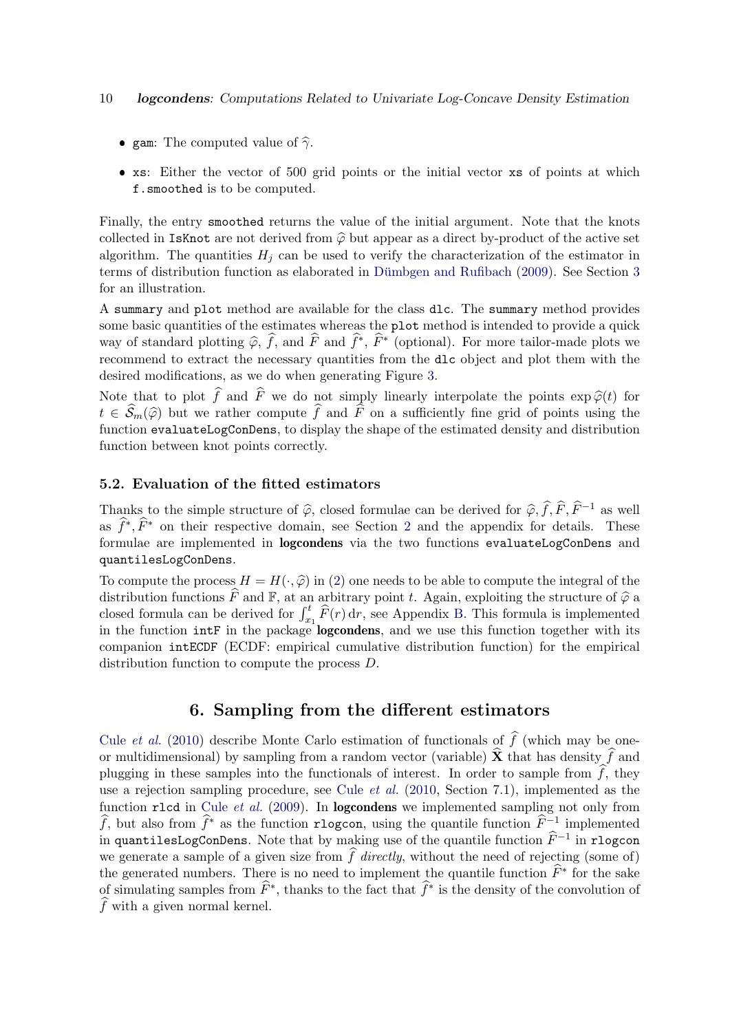- `gam`: The computed value of $\widehat{\gamma}$.
- `xs`: Either the vector of 500 grid points or the initial vector `xs` of points at which `f.smoothed` is to be computed.

Finally, the entry `smoothed` returns the value of the initial argument. Note that the knots collected in `IsKnot` are not derived from $\widehat{\varphi}$ but appear as a direct by-product of the active set algorithm. The quantities $H_j$ can be used to verify the characterization of the estimator in terms of distribution function as elaborated in Dümbgen and Rufibach (2009). See Section 3 for an illustration.

A `summary` and `plot` method are available for the class `dlc`. The `summary` method provides some basic quantities of the estimates whereas the `plot` method is intended to provide a quick way of standard plotting $\widehat{\varphi}$, $\widehat{f}$, and $\widehat{F}$ and $\widehat{f}^*$, $\widehat{F}^*$ (optional). For more tailor-made plots we recommend to extract the necessary quantities from the `dlc` object and plot them with the desired modifications, as we do when generating Figure 3.

Note that to plot $\widehat{f}$ and $\widehat{F}$ we do not simply linearly interpolate the points $\exp\widehat{\varphi}(t)$ for $t \in \widehat{\mathcal{S}}_m(\widehat{\varphi})$ but we rather compute $\widehat{f}$ and $\widehat{F}$ on a sufficiently fine grid of points using the function `evaluateLogConDens`, to display the shape of the estimated density and distribution function between knot points correctly.

### 5.2. Evaluation of the fitted estimators

Thanks to the simple structure of $\widehat{\varphi}$, closed formulae can be derived for $\widehat{\varphi}, \widehat{f}, \widehat{F}, \widehat{F}^{-1}$ as well as $\widehat{f}^*, \widehat{F}^*$ on their respective domain, see Section 2 and the appendix for details. These formulae are implemented in **logcondens** via the two functions `evaluateLogConDens` and `quantilesLogConDens`.

To compute the process $H = H(\cdot, \widehat{\varphi})$ in (2) one needs to be able to compute the integral of the distribution functions $\widehat{F}$ and $\mathbb{F}$, at an arbitrary point $t$. Again, exploiting the structure of $\widehat{\varphi}$ a closed formula can be derived for $\int_{x_1}^t \widehat{F}(r)\,\mathrm{d}r$, see Appendix B. This formula is implemented in the function `intF` in the package **logcondens**, and we use this function together with its companion `intECDF` (ECDF: empirical cumulative distribution function) for the empirical distribution function to compute the process $D$.

## 6. Sampling from the different estimators

Cule *et al.* (2010) describe Monte Carlo estimation of functionals of $\widehat{f}$ (which may be one- or multidimensional) by sampling from a random vector (variable) $\widehat{\mathbf{X}}$ that has density $\widehat{f}$ and plugging in these samples into the functionals of interest. In order to sample from $\widehat{f}$, they use a rejection sampling procedure, see Cule *et al.* (2010, Section 7.1), implemented as the function `rlcd` in Cule *et al.* (2009). In **logcondens** we implemented sampling not only from $\widehat{f}$, but also from $\widehat{f}^*$ as the function `rlogcon`, using the quantile function $\widehat{F}^{-1}$ implemented in `quantilesLogConDens`. Note that by making use of the quantile function $\widehat{F}^{-1}$ in `rlogcon` we generate a sample of a given size from $\widehat{f}$ *directly*, without the need of rejecting (some of) the generated numbers. There is no need to implement the quantile function $\widehat{F}^*$ for the sake of simulating samples from $\widehat{F}^*$, thanks to the fact that $\widehat{f}^*$ is the density of the convolution of $\widehat{f}$ with a given normal kernel.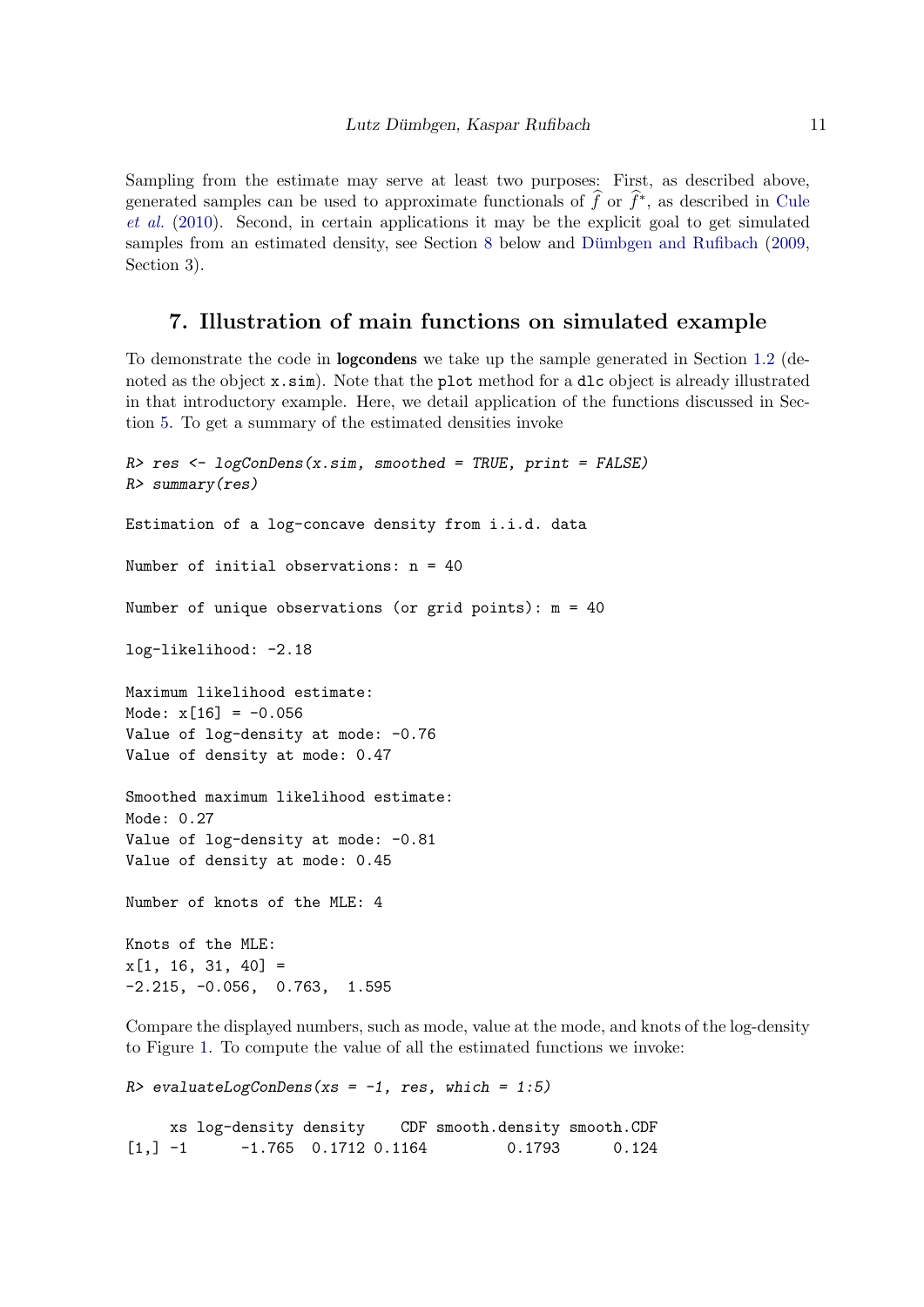Sampling from the estimate may serve at least two purposes: First, as described above, generated samples can be used to approximate functionals of $\widehat{f}$ or $\widehat{f}^*$, as described in Cule *et al.* (2010). Second, in certain applications it may be the explicit goal to get simulated samples from an estimated density, see Section 8 below and Dümbgen and Rufibach (2009, Section 3).

## 7. Illustration of main functions on simulated example

To demonstrate the code in **logcondens** we take up the sample generated in Section 1.2 (denoted as the object `x.sim`). Note that the `plot` method for a `dlc` object is already illustrated in that introductory example. Here, we detail application of the functions discussed in Section 5. To get a summary of the estimated densities invoke

```
R> res <- logConDens(x.sim, smoothed = TRUE, print = FALSE)
R> summary(res)

Estimation of a log-concave density from i.i.d. data

Number of initial observations: n = 40

Number of unique observations (or grid points): m = 40

log-likelihood: -2.18

Maximum likelihood estimate:
Mode: x[16] = -0.056
Value of log-density at mode: -0.76
Value of density at mode: 0.47

Smoothed maximum likelihood estimate:
Mode: 0.27
Value of log-density at mode: -0.81
Value of density at mode: 0.45

Number of knots of the MLE: 4

Knots of the MLE:
x[1, 16, 31, 40] =
-2.215, -0.056,  0.763,  1.595
```

Compare the displayed numbers, such as mode, value at the mode, and knots of the log-density to Figure 1. To compute the value of all the estimated functions we invoke:

```
R> evaluateLogConDens(xs = -1, res, which = 1:5)

     xs log-density density    CDF smooth.density smooth.CDF
[1,] -1      -1.765  0.1712 0.1164         0.1793      0.124
```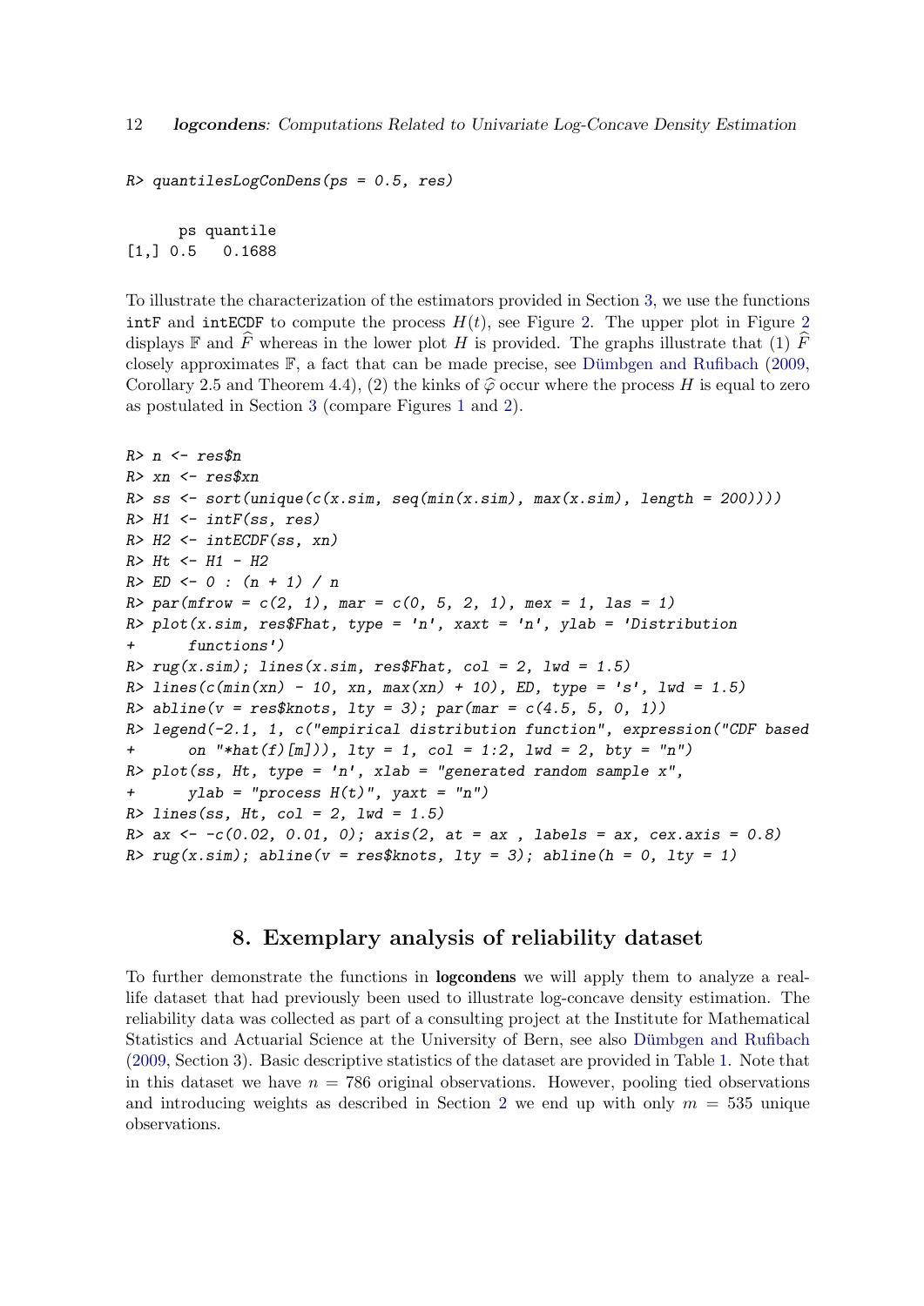```
R> quantilesLogConDens(ps = 0.5, res)

      ps quantile
[1,] 0.5   0.1688
```

To illustrate the characterization of the estimators provided in Section 3, we use the functions `intF` and `intECDF` to compute the process $H(t)$, see Figure 2. The upper plot in Figure 2 displays $\mathbb{F}$ and $\widehat{F}$ whereas in the lower plot $H$ is provided. The graphs illustrate that (1) $\widehat{F}$ closely approximates $\mathbb{F}$, a fact that can be made precise, see Dümbgen and Rufibach (2009, Corollary 2.5 and Theorem 4.4), (2) the kinks of $\widehat{\varphi}$ occur where the process $H$ is equal to zero as postulated in Section 3 (compare Figures 1 and 2).

```
R> n <- res$n
R> xn <- res$xn
R> ss <- sort(unique(c(x.sim, seq(min(x.sim), max(x.sim), length = 200))))
R> H1 <- intF(ss, res)
R> H2 <- intECDF(ss, xn)
R> Ht <- H1 - H2
R> ED <- 0 : (n + 1) / n
R> par(mfrow = c(2, 1), mar = c(0, 5, 2, 1), mex = 1, las = 1)
R> plot(x.sim, res$Fhat, type = 'n', xaxt = 'n', ylab = 'Distribution
+      functions')
R> rug(x.sim); lines(x.sim, res$Fhat, col = 2, lwd = 1.5)
R> lines(c(min(xn) - 10, xn, max(xn) + 10), ED, type = 's', lwd = 1.5)
R> abline(v = res$knots, lty = 3); par(mar = c(4.5, 5, 0, 1))
R> legend(-2.1, 1, c("empirical distribution function", expression("CDF based
+      on "*hat(f)[m])), lty = 1, col = 1:2, lwd = 2, bty = "n")
R> plot(ss, Ht, type = 'n', xlab = "generated random sample x",
+      ylab = "process H(t)", yaxt = "n")
R> lines(ss, Ht, col = 2, lwd = 1.5)
R> ax <- -c(0.02, 0.01, 0); axis(2, at = ax , labels = ax, cex.axis = 0.8)
R> rug(x.sim); abline(v = res$knots, lty = 3); abline(h = 0, lty = 1)
```

## 8. Exemplary analysis of reliability dataset

To further demonstrate the functions in **logcondens** we will apply them to analyze a real-life dataset that had previously been used to illustrate log-concave density estimation. The reliability data was collected as part of a consulting project at the Institute for Mathematical Statistics and Actuarial Science at the University of Bern, see also Dümbgen and Rufibach (2009, Section 3). Basic descriptive statistics of the dataset are provided in Table 1. Note that in this dataset we have $n = 786$ original observations. However, pooling tied observations and introducing weights as described in Section 2 we end up with only $m = 535$ unique observations.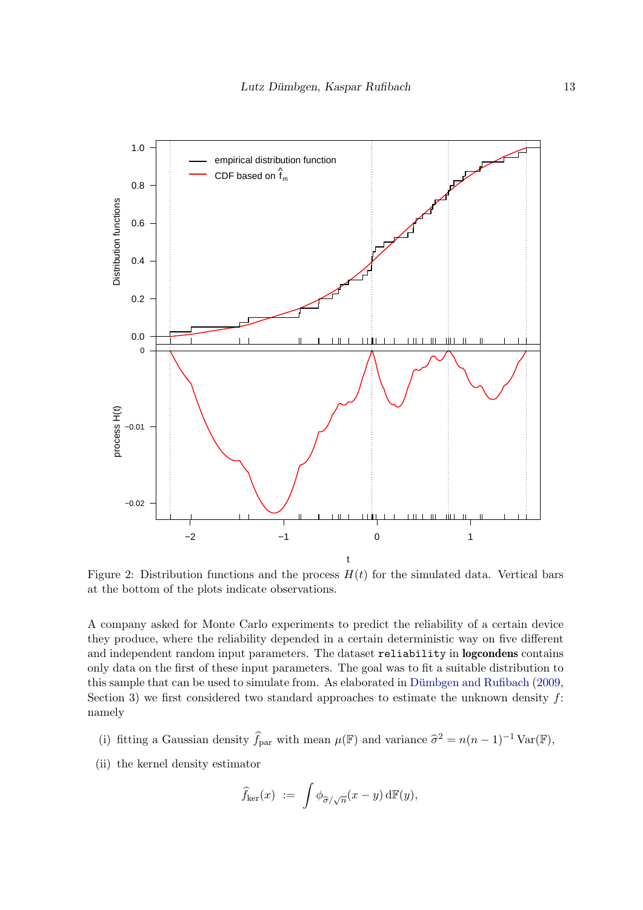Figure 2: Distribution functions and the process $H(t)$ for the simulated data. Vertical bars at the bottom of the plots indicate observations.

A company asked for Monte Carlo experiments to predict the reliability of a certain device they produce, where the reliability depended in a certain deterministic way on five different and independent random input parameters. The dataset `reliability` in **logcondens** contains only data on the first of these input parameters. The goal was to fit a suitable distribution to this sample that can be used to simulate from. As elaborated in Dümbgen and Rufibach (2009, Section 3) we first considered two standard approaches to estimate the unknown density $f$: namely

(i) fitting a Gaussian density $\widehat{f}_{\rm par}$ with mean $\mu(\mathbb{F})$ and variance $\widehat{\sigma}^2 = n(n-1)^{-1}\,\mathrm{Var}(\mathbb{F})$,

(ii) the kernel density estimator

$$\widehat{f}_{\rm ker}(x) \;:=\; \int \phi_{\widehat{\sigma}/\sqrt{n}}(x-y)\,d\mathbb{F}(y),$$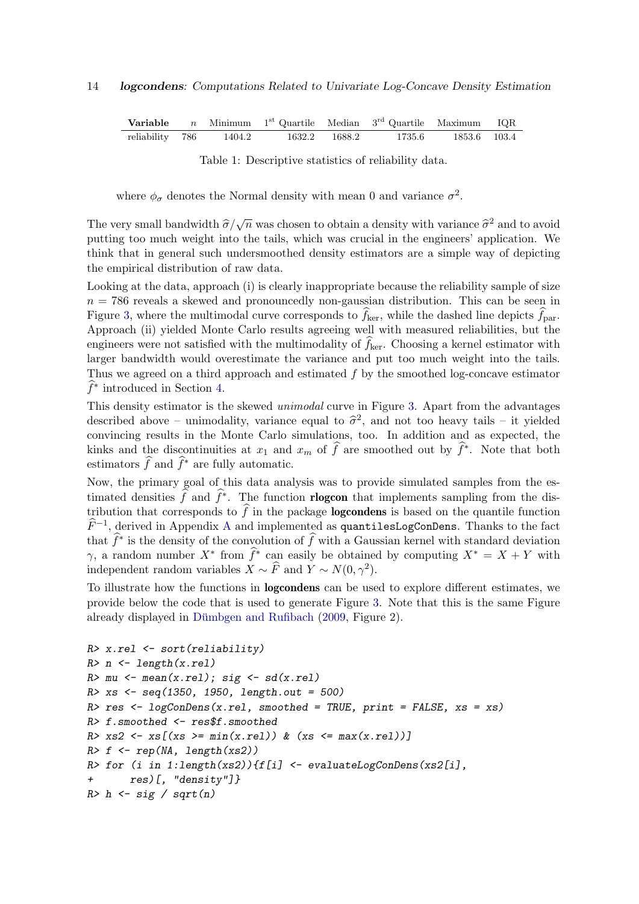| **Variable** | $n$ | Minimum | 1st Quartile | Median | 3rd Quartile | Maximum | IQR |
|---|---|---|---|---|---|---|---|
| reliability | 786 | 1404.2 | 1632.2 | 1688.2 | 1735.6 | 1853.6 | 103.4 |

Table 1: Descriptive statistics of reliability data.

where $\phi_\sigma$ denotes the Normal density with mean 0 and variance $\sigma^2$.

The very small bandwidth $\widehat{\sigma}/\sqrt{n}$ was chosen to obtain a density with variance $\widehat{\sigma}^2$ and to avoid putting too much weight into the tails, which was crucial in the engineers' application. We think that in general such undersmoothed density estimators are a simple way of depicting the empirical distribution of raw data.

Looking at the data, approach (i) is clearly inappropriate because the reliability sample of size $n = 786$ reveals a skewed and pronouncedly non-gaussian distribution. This can be seen in Figure 3, where the multimodal curve corresponds to $\widehat{f}_{\rm ker}$, while the dashed line depicts $\widehat{f}_{\rm par}$. Approach (ii) yielded Monte Carlo results agreeing well with measured reliabilities, but the engineers were not satisfied with the multimodality of $\widehat{f}_{\rm ker}$. Choosing a kernel estimator with larger bandwidth would overestimate the variance and put too much weight into the tails. Thus we agreed on a third approach and estimated $f$ by the smoothed log-concave estimator $\widehat{f}^*$ introduced in Section 4.

This density estimator is the skewed *unimodal* curve in Figure 3. Apart from the advantages described above – unimodality, variance equal to $\widehat{\sigma}^2$, and not too heavy tails – it yielded convincing results in the Monte Carlo simulations, too. In addition and as expected, the kinks and the discontinuities at $x_1$ and $x_m$ of $\widehat{f}$ are smoothed out by $\widehat{f}^*$. Note that both estimators $\widehat{f}$ and $\widehat{f}^*$ are fully automatic.

Now, the primary goal of this data analysis was to provide simulated samples from the estimated densities $\widehat{f}$ and $\widehat{f}^*$. The function **rlogcon** that implements sampling from the distribution that corresponds to $\widehat{f}$ in the package **logcondens** is based on the quantile function $\widehat{F}^{-1}$, derived in Appendix A and implemented as `quantilesLogConDens`. Thanks to the fact that $\widehat{f}^*$ is the density of the convolution of $\widehat{f}$ with a Gaussian kernel with standard deviation $\gamma$, a random number $X^*$ from $\widehat{f}^*$ can easily be obtained by computing $X^* = X + Y$ with independent random variables $X \sim \widehat{F}$ and $Y \sim N(0, \gamma^2)$.

To illustrate how the functions in **logcondens** can be used to explore different estimates, we provide below the code that is used to generate Figure 3. Note that this is the same Figure already displayed in Dümbgen and Rufibach (2009, Figure 2).

```
R> x.rel <- sort(reliability)
R> n <- length(x.rel)
R> mu <- mean(x.rel); sig <- sd(x.rel)
R> xs <- seq(1350, 1950, length.out = 500)
R> res <- logConDens(x.rel, smoothed = TRUE, print = FALSE, xs = xs)
R> f.smoothed <- res$f.smoothed
R> xs2 <- xs[(xs >= min(x.rel)) & (xs <= max(x.rel))]
R> f <- rep(NA, length(xs2))
R> for (i in 1:length(xs2)){f[i] <- evaluateLogConDens(xs2[i],
+      res)[, "density"]}
R> h <- sig / sqrt(n)
```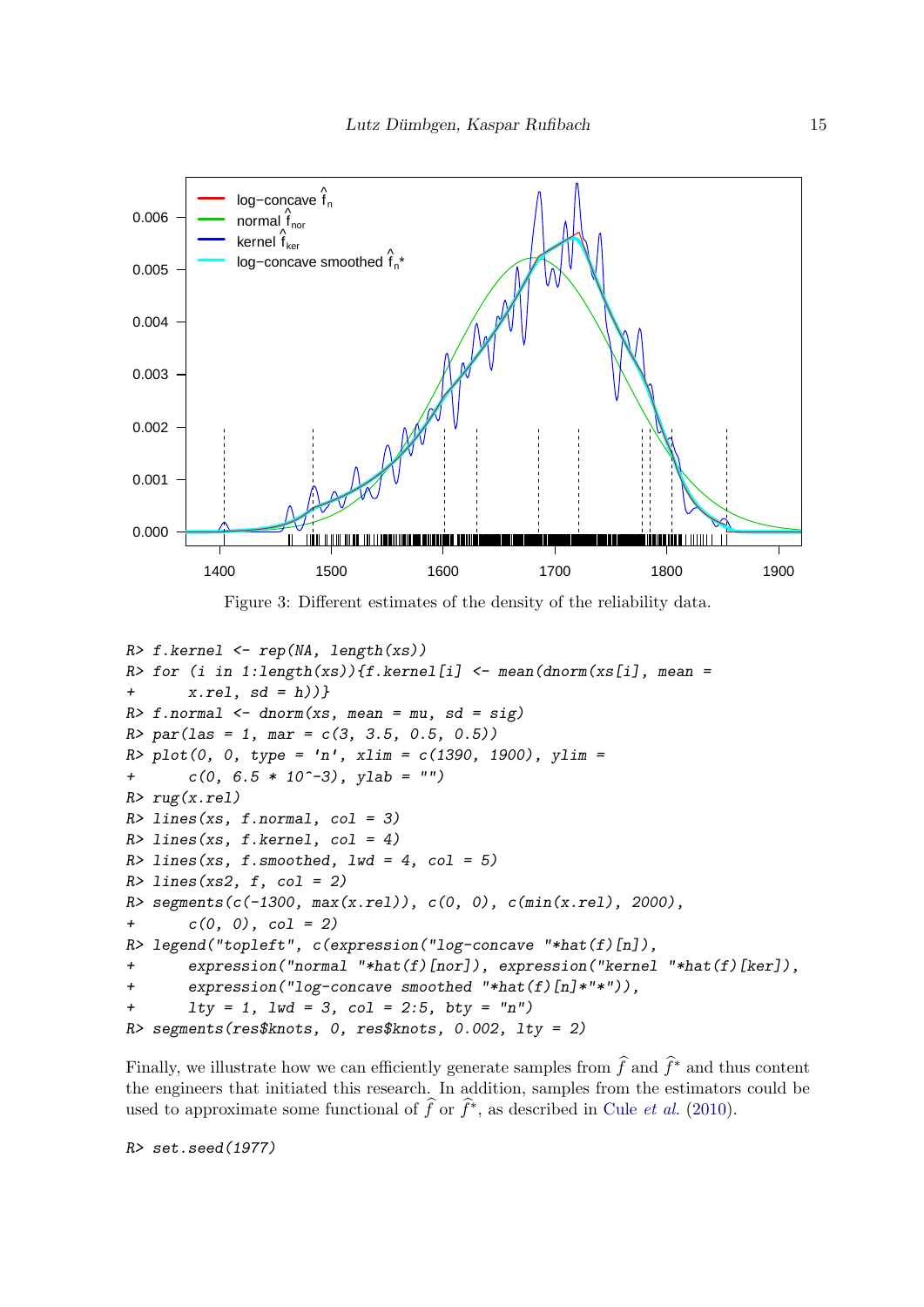Figure 3: Different estimates of the density of the reliability data.

```
R> f.kernel <- rep(NA, length(xs))
R> for (i in 1:length(xs)){f.kernel[i] <- mean(dnorm(xs[i], mean =
+      x.rel, sd = h))}
R> f.normal <- dnorm(xs, mean = mu, sd = sig)
R> par(las = 1, mar = c(3, 3.5, 0.5, 0.5))
R> plot(0, 0, type = 'n', xlim = c(1390, 1900), ylim =
+      c(0, 6.5 * 10^-3), ylab = "")
R> rug(x.rel)
R> lines(xs, f.normal, col = 3)
R> lines(xs, f.kernel, col = 4)
R> lines(xs, f.smoothed, lwd = 4, col = 5)
R> lines(xs2, f, col = 2)
R> segments(c(-1300, max(x.rel)), c(0, 0), c(min(x.rel), 2000),
+      c(0, 0), col = 2)
R> legend("topleft", c(expression("log-concave "*hat(f)[n]),
+      expression("normal "*hat(f)[nor]), expression("kernel "*hat(f)[ker]),
+      expression("log-concave smoothed "*hat(f)[n]*"*")),
+      lty = 1, lwd = 3, col = 2:5, bty = "n")
R> segments(res$knots, 0, res$knots, 0.002, lty = 2)
```

Finally, we illustrate how we can efficiently generate samples from $\widehat{f}$ and $\widehat{f}^*$ and thus content the engineers that initiated this research. In addition, samples from the estimators could be used to approximate some functional of $\widehat{f}$ or $\widehat{f}^*$, as described in Cule *et al.* (2010).

```
R> set.seed(1977)
```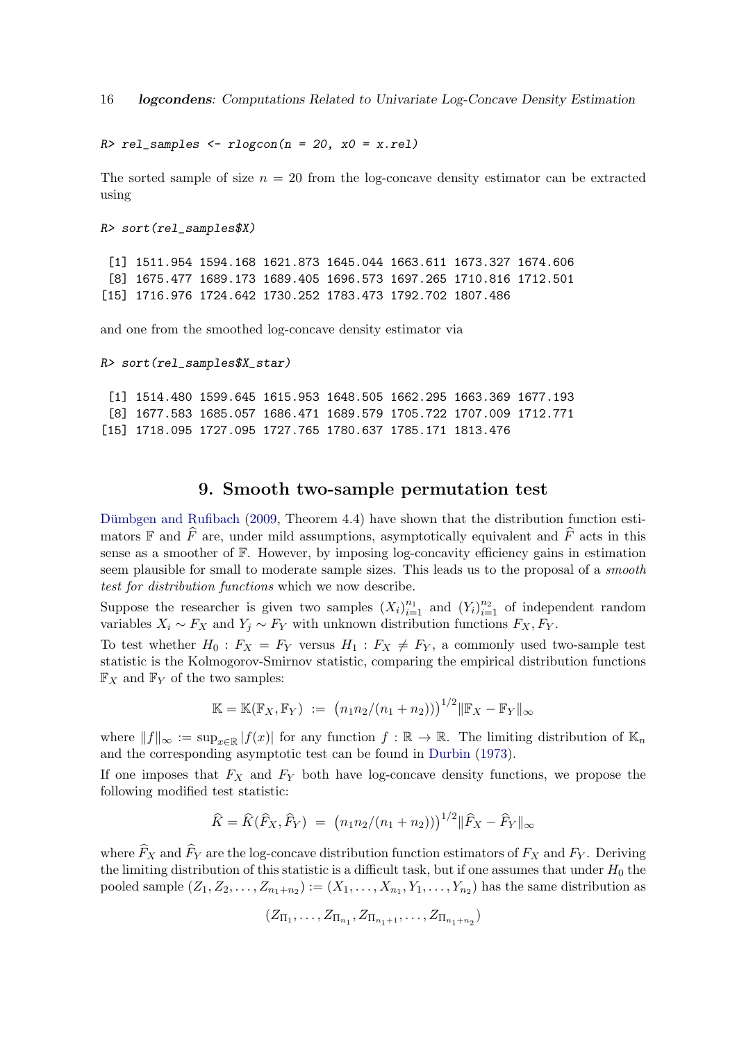```
R> rel_samples <- rlogcon(n = 20, x0 = x.rel)
```

The sorted sample of size $n = 20$ from the log-concave density estimator can be extracted using

```
R> sort(rel_samples$X)

 [1] 1511.954 1594.168 1621.873 1645.044 1663.611 1673.327 1674.606
 [8] 1675.477 1689.173 1689.405 1696.573 1697.265 1710.816 1712.501
[15] 1716.976 1724.642 1730.252 1783.473 1792.702 1807.486
```

and one from the smoothed log-concave density estimator via

```
R> sort(rel_samples$X_star)

 [1] 1514.480 1599.645 1615.953 1648.505 1662.295 1663.369 1677.193
 [8] 1677.583 1685.057 1686.471 1689.579 1705.722 1707.009 1712.771
[15] 1718.095 1727.095 1727.765 1780.637 1785.171 1813.476
```

# 9. Smooth two-sample permutation test

Dümbgen and Rufibach (2009, Theorem 4.4) have shown that the distribution function estimators $\mathbb{F}$ and $\widehat{F}$ are, under mild assumptions, asymptotically equivalent and $\widehat{F}$ acts in this sense as a smoother of $\mathbb{F}$. However, by imposing log-concavity efficiency gains in estimation seem plausible for small to moderate sample sizes. This leads us to the proposal of a *smooth test for distribution functions* which we now describe.

Suppose the researcher is given two samples $(X_i)_{i=1}^{n_1}$ and $(Y_i)_{i=1}^{n_2}$ of independent random variables $X_i \sim F_X$ and $Y_j \sim F_Y$ with unknown distribution functions $F_X, F_Y$.

To test whether $H_0 : F_X = F_Y$ versus $H_1 : F_X \neq F_Y$, a commonly used two-sample test statistic is the Kolmogorov-Smirnov statistic, comparing the empirical distribution functions $\mathbb{F}_X$ and $\mathbb{F}_Y$ of the two samples:

$$\mathbb{K} = \mathbb{K}(\mathbb{F}_X, \mathbb{F}_Y) := \big(n_1 n_2/(n_1+n_2)\big)\big)^{1/2} \|\mathbb{F}_X - \mathbb{F}_Y\|_\infty$$

where $\|f\|_\infty := \sup_{x \in \mathbb{R}} |f(x)|$ for any function $f : \mathbb{R} \to \mathbb{R}$. The limiting distribution of $\mathbb{K}_n$ and the corresponding asymptotic test can be found in Durbin (1973).

If one imposes that $F_X$ and $F_Y$ both have log-concave density functions, we propose the following modified test statistic:

$$\widehat{K} = \widehat{K}(\widehat{F}_X, \widehat{F}_Y) = \big(n_1 n_2/(n_1+n_2)\big)\big)^{1/2} \|\widehat{F}_X - \widehat{F}_Y\|_\infty$$

where $\widehat{F}_X$ and $\widehat{F}_Y$ are the log-concave distribution function estimators of $F_X$ and $F_Y$. Deriving the limiting distribution of this statistic is a difficult task, but if one assumes that under $H_0$ the pooled sample $(Z_1, Z_2, \ldots, Z_{n_1+n_2}) := (X_1, \ldots, X_{n_1}, Y_1, \ldots, Y_{n_2})$ has the same distribution as

$$(Z_{\Pi_1}, \ldots, Z_{\Pi_{n_1}}, Z_{\Pi_{n_1+1}}, \ldots, Z_{\Pi_{n_1+n_2}})$$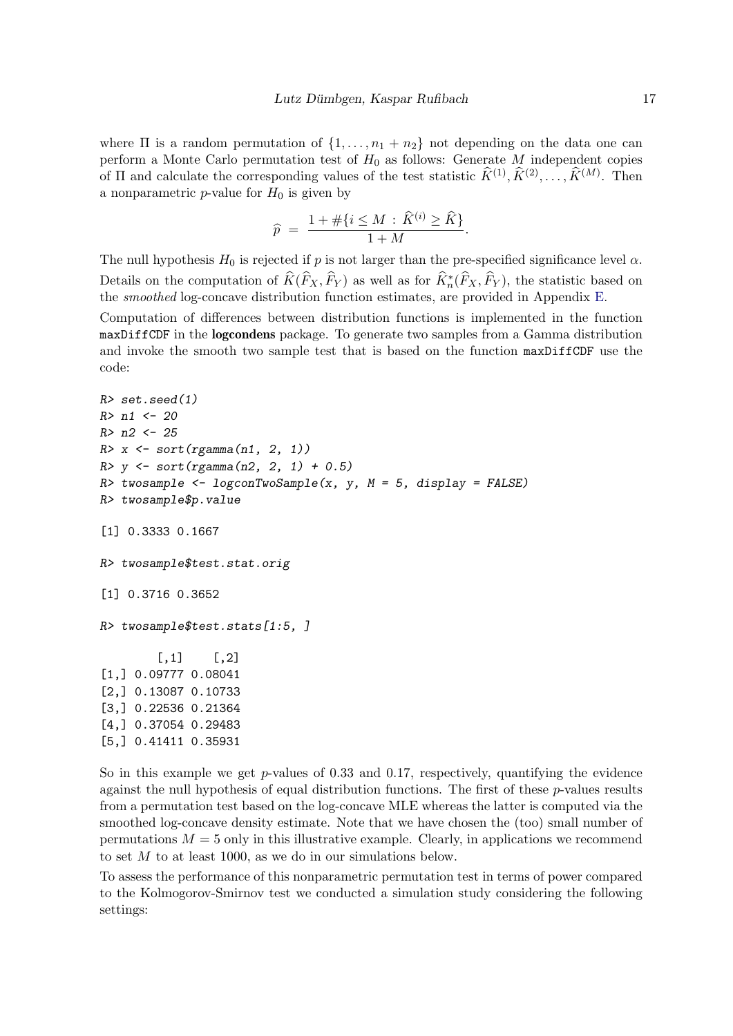where $\Pi$ is a random permutation of $\{1, \ldots, n_1 + n_2\}$ not depending on the data one can perform a Monte Carlo permutation test of $H_0$ as follows: Generate $M$ independent copies of $\Pi$ and calculate the corresponding values of the test statistic $\widehat{K}^{(1)}, \widehat{K}^{(2)}, \ldots, \widehat{K}^{(M)}$. Then a nonparametric $p$-value for $H_0$ is given by

$$\widehat{p} \ = \ \frac{1 + \#\{i \leq M \, : \, \widehat{K}^{(i)} \geq \widehat{K}\}}{1 + M}.$$

The null hypothesis $H_0$ is rejected if $p$ is not larger than the pre-specified significance level $\alpha$. Details on the computation of $\widehat{K}(\widehat{F}_X, \widehat{F}_Y)$ as well as for $\widehat{K}_n^*(\widehat{F}_X, \widehat{F}_Y)$, the statistic based on the *smoothed* log-concave distribution function estimates, are provided in Appendix E.

Computation of differences between distribution functions is implemented in the function `maxDiffCDF` in the **logcondens** package. To generate two samples from a Gamma distribution and invoke the smooth two sample test that is based on the function `maxDiffCDF` use the code:

```
R> set.seed(1)
R> n1 <- 20
R> n2 <- 25
R> x <- sort(rgamma(n1, 2, 1))
R> y <- sort(rgamma(n2, 2, 1) + 0.5)
R> twosample <- logconTwoSample(x, y, M = 5, display = FALSE)
R> twosample$p.value

[1] 0.3333 0.1667

R> twosample$test.stat.orig

[1] 0.3716 0.3652

R> twosample$test.stats[1:5, ]

        [,1]    [,2]
[1,] 0.09777 0.08041
[2,] 0.13087 0.10733
[3,] 0.22536 0.21364
[4,] 0.37054 0.29483
[5,] 0.41411 0.35931
```

So in this example we get $p$-values of 0.33 and 0.17, respectively, quantifying the evidence against the null hypothesis of equal distribution functions. The first of these $p$-values results from a permutation test based on the log-concave MLE whereas the latter is computed via the smoothed log-concave density estimate. Note that we have chosen the (too) small number of permutations $M = 5$ only in this illustrative example. Clearly, in applications we recommend to set $M$ to at least 1000, as we do in our simulations below.

To assess the performance of this nonparametric permutation test in terms of power compared to the Kolmogorov-Smirnov test we conducted a simulation study considering the following settings: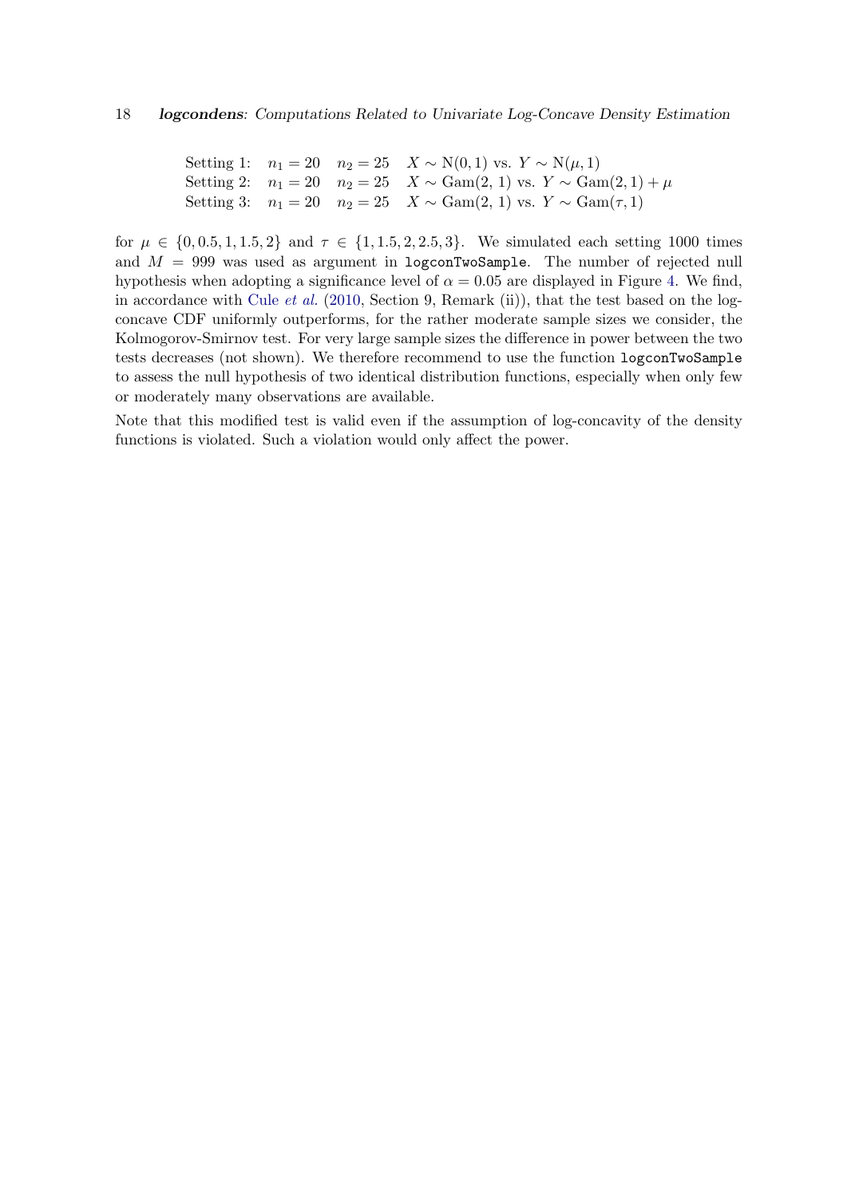| | | | |
|---|---|---|---|
| Setting 1: | $n_1 = 20$ | $n_2 = 25$ | $X \sim \mathrm{N}(0,1)$ vs. $Y \sim \mathrm{N}(\mu,1)$ |
| Setting 2: | $n_1 = 20$ | $n_2 = 25$ | $X \sim \mathrm{Gam}(2,\,1)$ vs. $Y \sim \mathrm{Gam}(2,1) + \mu$ |
| Setting 3: | $n_1 = 20$ | $n_2 = 25$ | $X \sim \mathrm{Gam}(2,\,1)$ vs. $Y \sim \mathrm{Gam}(\tau,1)$ |

for $\mu \in \{0, 0.5, 1, 1.5, 2\}$ and $\tau \in \{1, 1.5, 2, 2.5, 3\}$. We simulated each setting 1000 times and $M = 999$ was used as argument in `logconTwoSample`. The number of rejected null hypothesis when adopting a significance level of $\alpha = 0.05$ are displayed in Figure 4. We find, in accordance with Cule *et al.* (2010, Section 9, Remark (ii)), that the test based on the log-concave CDF uniformly outperforms, for the rather moderate sample sizes we consider, the Kolmogorov-Smirnov test. For very large sample sizes the difference in power between the two tests decreases (not shown). We therefore recommend to use the function `logconTwoSample` to assess the null hypothesis of two identical distribution functions, especially when only few or moderately many observations are available.

Note that this modified test is valid even if the assumption of log-concavity of the density functions is violated. Such a violation would only affect the power.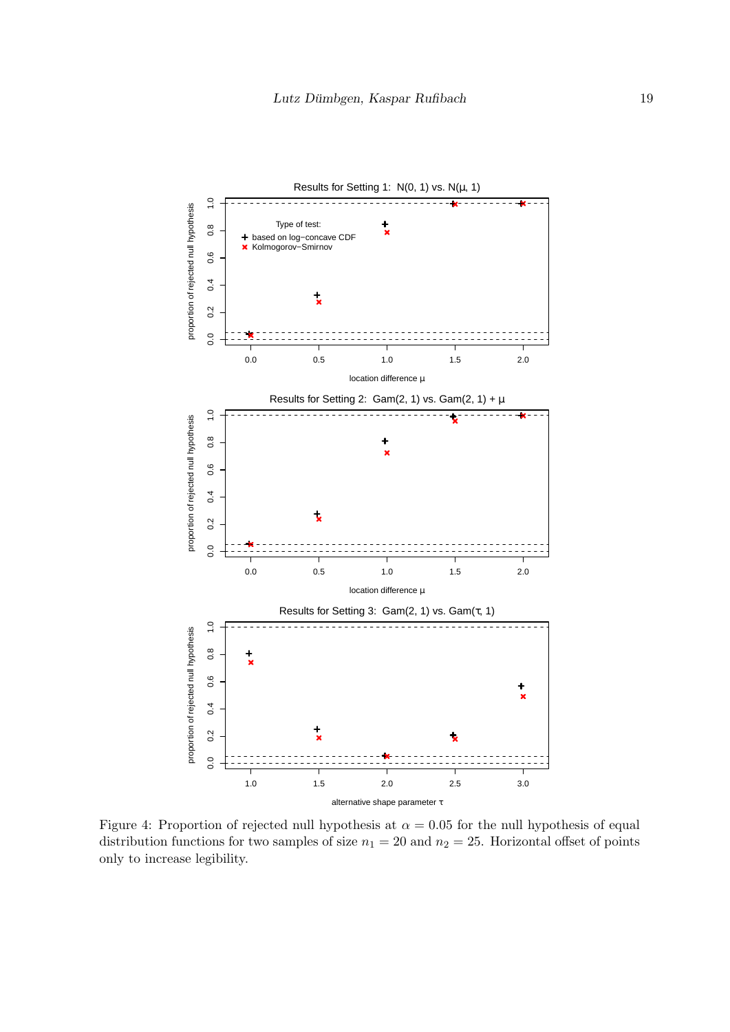Figure 4: Proportion of rejected null hypothesis at $\alpha = 0.05$ for the null hypothesis of equal distribution functions for two samples of size $n_1 = 20$ and $n_2 = 25$. Horizontal offset of points only to increase legibility.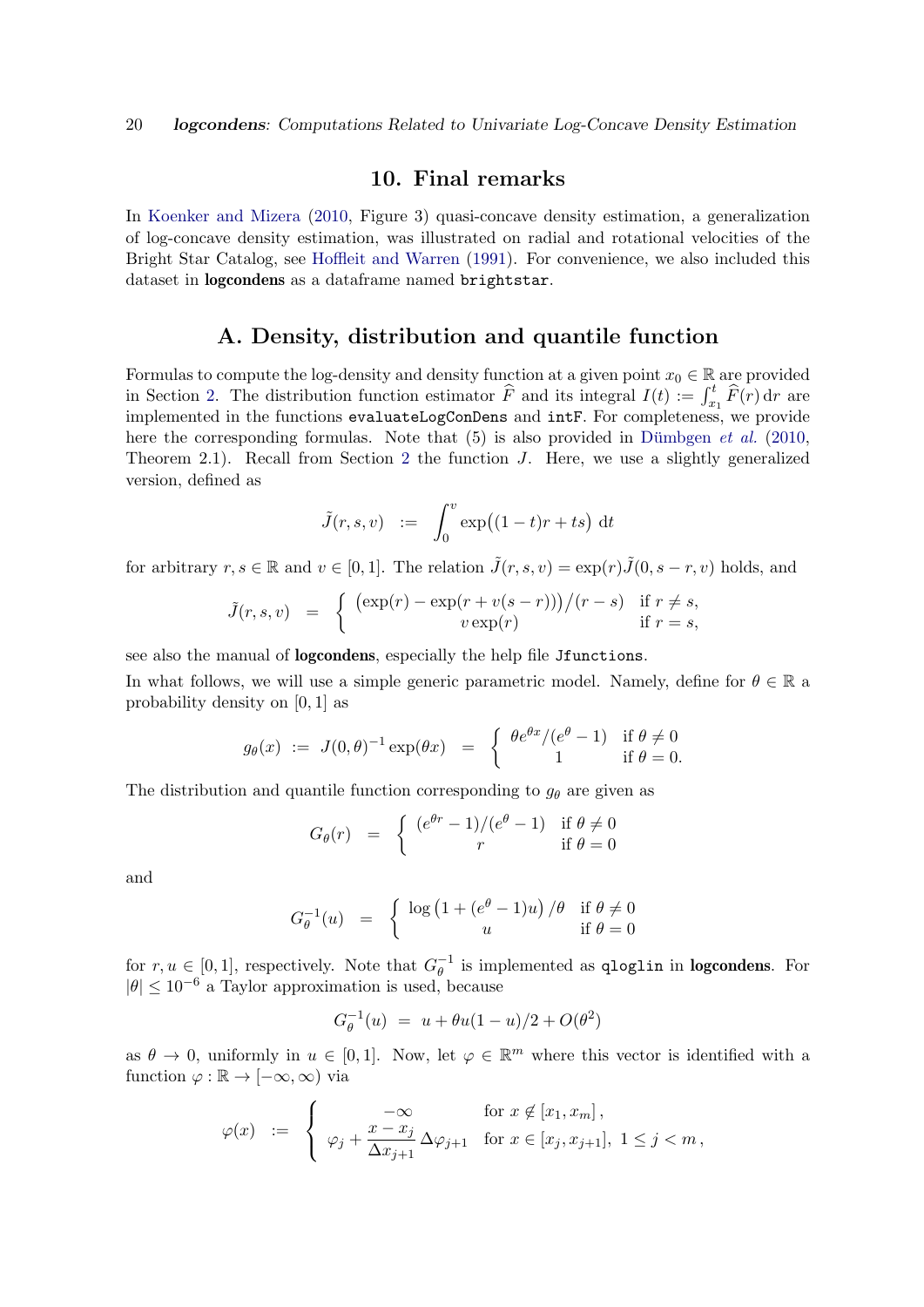## 10. Final remarks

In Koenker and Mizera (2010, Figure 3) quasi-concave density estimation, a generalization of log-concave density estimation, was illustrated on radial and rotational velocities of the Bright Star Catalog, see Hoffleit and Warren (1991). For convenience, we also included this dataset in **logcondens** as a dataframe named `brightstar`.

## A. Density, distribution and quantile function

Formulas to compute the log-density and density function at a given point $x_0 \in \mathbb{R}$ are provided in Section 2. The distribution function estimator $\widehat{F}$ and its integral $I(t) := \int_{x_1}^t \widehat{F}(r)\,\mathrm{d}r$ are implemented in the functions `evaluateLogConDens` and `intF`. For completeness, we provide here the corresponding formulas. Note that (5) is also provided in Dümbgen *et al.* (2010, Theorem 2.1). Recall from Section 2 the function $J$. Here, we use a slightly generalized version, defined as

$$\tilde{J}(r,s,v) \;\; := \;\; \int_0^v \exp\big((1-t)r + ts\big)\;\mathrm{d}t$$

for arbitrary $r, s \in \mathbb{R}$ and $v \in [0,1]$. The relation $\tilde{J}(r,s,v) = \exp(r)\tilde{J}(0, s-r, v)$ holds, and

$$\tilde{J}(r,s,v) \;\; = \;\; \begin{cases} \big(\exp(r) - \exp(r + v(s-r))\big)/(r-s) & \text{if } r \neq s, \\ v\exp(r) & \text{if } r = s, \end{cases}$$

see also the manual of **logcondens**, especially the help file `Jfunctions`.

In what follows, we will use a simple generic parametric model. Namely, define for $\theta \in \mathbb{R}$ a probability density on $[0,1]$ as

$$g_\theta(x) \;\; := \;\; J(0,\theta)^{-1}\exp(\theta x) \;\; = \;\; \begin{cases} \theta e^{\theta x}/(e^\theta - 1) & \text{if } \theta \neq 0 \\ 1 & \text{if } \theta = 0. \end{cases}$$

The distribution and quantile function corresponding to $g_\theta$ are given as

$$G_\theta(r) \;\; = \;\; \begin{cases} (e^{\theta r} - 1)/(e^\theta - 1) & \text{if } \theta \neq 0 \\ r & \text{if } \theta = 0 \end{cases}$$

and

$$G_\theta^{-1}(u) \;\; = \;\; \begin{cases} \log\big(1 + (e^\theta - 1)u\big)/\theta & \text{if } \theta \neq 0 \\ u & \text{if } \theta = 0 \end{cases}$$

for $r, u \in [0,1]$, respectively. Note that $G_\theta^{-1}$ is implemented as `qloglin` in **logcondens**. For $|\theta| \leq 10^{-6}$ a Taylor approximation is used, because

$$G_\theta^{-1}(u) \;=\; u + \theta u(1-u)/2 + O(\theta^2)$$

as $\theta \to 0$, uniformly in $u \in [0,1]$. Now, let $\varphi \in \mathbb{R}^m$ where this vector is identified with a function $\varphi : \mathbb{R} \to [-\infty, \infty)$ via

$$\varphi(x) \;\; := \;\; \begin{cases} -\infty & \text{for } x \notin [x_1, x_m]\,, \\ \varphi_j + \dfrac{x - x_j}{\Delta x_{j+1}}\Delta\varphi_{j+1} & \text{for } x \in [x_j, x_{j+1}],\; 1 \leq j < m\,, \end{cases}$$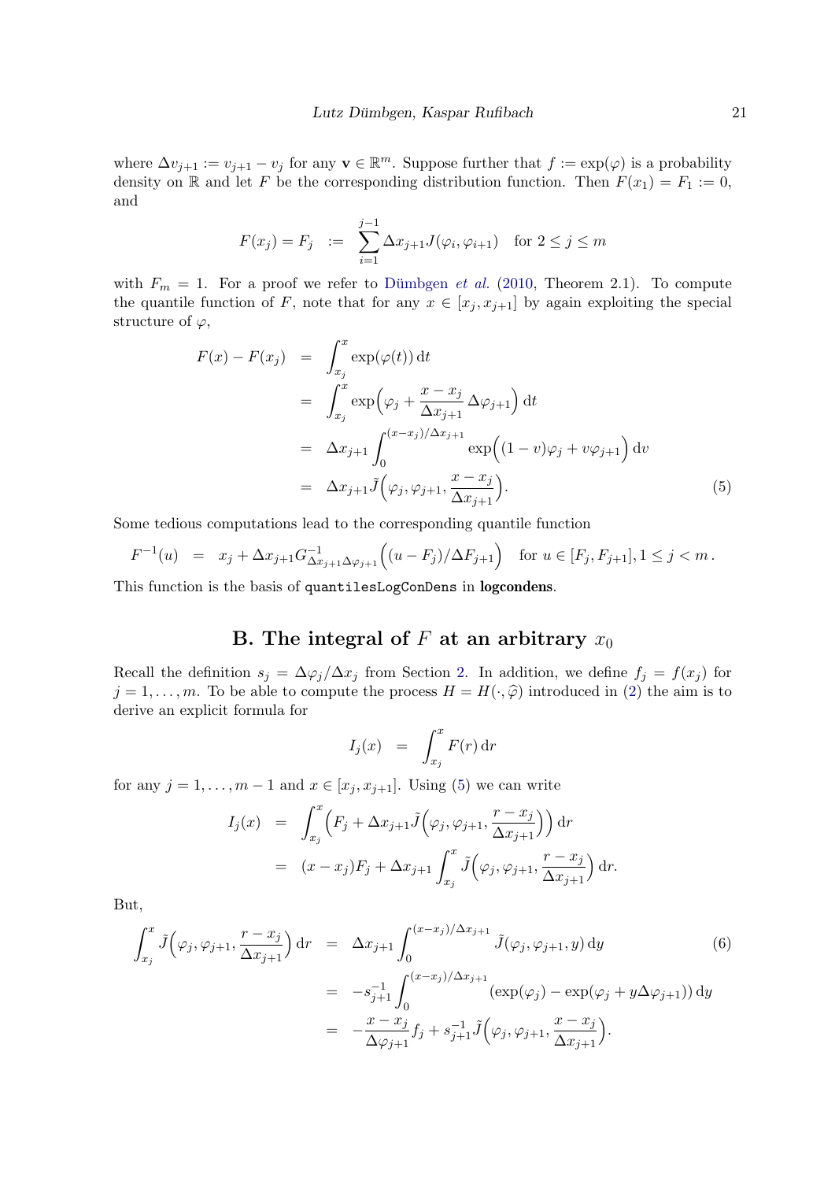where $\Delta v_{j+1} := v_{j+1} - v_j$ for any $\mathbf{v} \in \mathbb{R}^m$. Suppose further that $f := \exp(\varphi)$ is a probability density on $\mathbb{R}$ and let $F$ be the corresponding distribution function. Then $F(x_1) = F_1 := 0$, and

$$F(x_j) = F_j \quad := \quad \sum_{i=1}^{j-1} \Delta x_{j+1} J(\varphi_i, \varphi_{i+1}) \quad \text{for } 2 \le j \le m$$

with $F_m = 1$. For a proof we refer to Dümbgen *et al.* (2010, Theorem 2.1). To compute the quantile function of $F$, note that for any $x \in [x_j, x_{j+1}]$ by again exploiting the special structure of $\varphi$,

$$\begin{aligned}
F(x) - F(x_j) &= \int_{x_j}^{x} \exp(\varphi(t))\,\mathrm{d}t \\
&= \int_{x_j}^{x} \exp\Big(\varphi_j + \frac{x - x_j}{\Delta x_{j+1}}\,\Delta\varphi_{j+1}\Big)\,\mathrm{d}t \\
&= \Delta x_{j+1} \int_0^{(x-x_j)/\Delta x_{j+1}} \exp\Big((1-v)\varphi_j + v\varphi_{j+1}\Big)\,\mathrm{d}v \\
&= \Delta x_{j+1} \tilde{J}\Big(\varphi_j, \varphi_{j+1}, \frac{x - x_j}{\Delta x_{j+1}}\Big).
\end{aligned} \tag{5}$$

Some tedious computations lead to the corresponding quantile function

$$F^{-1}(u) \quad = \quad x_j + \Delta x_{j+1} G^{-1}_{\Delta x_{j+1}\Delta\varphi_{j+1}}\Big((u - F_j)/\Delta F_{j+1}\Big) \quad \text{for } u \in [F_j, F_{j+1}], 1 \le j < m\,.$$

This function is the basis of `quantilesLogConDens` in **logcondens**.

## B. The integral of $F$ at an arbitrary $x_0$

Recall the definition $s_j = \Delta\varphi_j/\Delta x_j$ from Section 2. In addition, we define $f_j = f(x_j)$ for $j = 1, \ldots, m$. To be able to compute the process $H = H(\cdot, \widehat{\varphi})$ introduced in (2) the aim is to derive an explicit formula for

$$I_j(x) \quad = \quad \int_{x_j}^{x} F(r)\,\mathrm{d}r$$

for any $j = 1, \ldots, m-1$ and $x \in [x_j, x_{j+1}]$. Using (5) we can write

$$\begin{aligned}
I_j(x) &= \int_{x_j}^{x} \Big(F_j + \Delta x_{j+1} \tilde{J}\Big(\varphi_j, \varphi_{j+1}, \frac{r - x_j}{\Delta x_{j+1}}\Big)\Big)\,\mathrm{d}r \\
&= (x - x_j)F_j + \Delta x_{j+1} \int_{x_j}^{x} \tilde{J}\Big(\varphi_j, \varphi_{j+1}, \frac{r - x_j}{\Delta x_{j+1}}\Big)\,\mathrm{d}r.
\end{aligned}$$

But,

$$\begin{aligned}
\int_{x_j}^{x} \tilde{J}\Big(\varphi_j, \varphi_{j+1}, \frac{r - x_j}{\Delta x_{j+1}}\Big)\,\mathrm{d}r &= \Delta x_{j+1} \int_0^{(x-x_j)/\Delta x_{j+1}} \tilde{J}(\varphi_j, \varphi_{j+1}, y)\,\mathrm{d}y \\
&= -s_{j+1}^{-1} \int_0^{(x-x_j)/\Delta x_{j+1}} (\exp(\varphi_j) - \exp(\varphi_j + y\Delta\varphi_{j+1}))\,\mathrm{d}y \\
&= -\frac{x - x_j}{\Delta\varphi_{j+1}} f_j + s_{j+1}^{-1} \tilde{J}\Big(\varphi_j, \varphi_{j+1}, \frac{x - x_j}{\Delta x_{j+1}}\Big).
\end{aligned} \tag{6}$$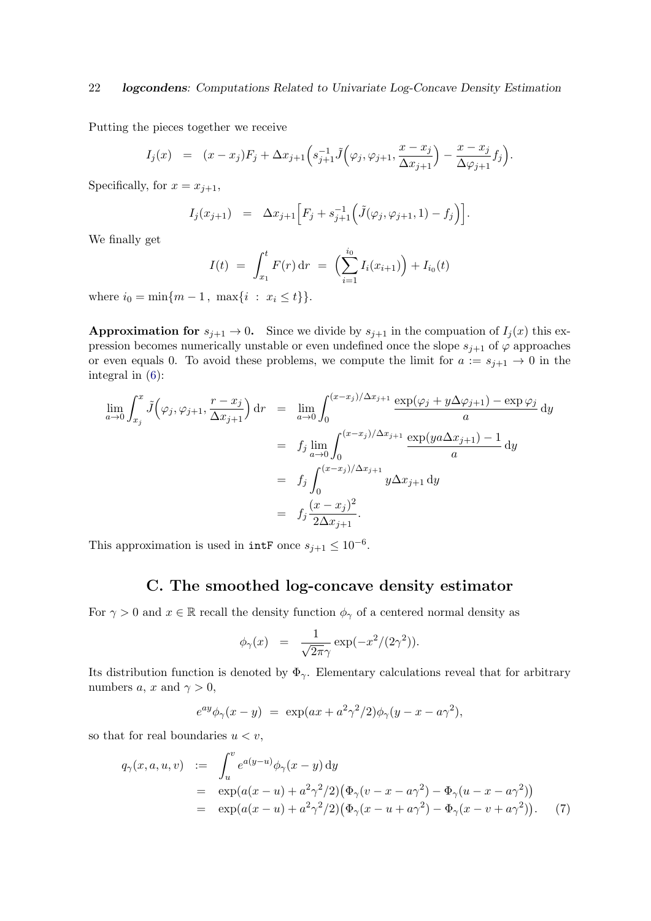Putting the pieces together we receive

$$I_j(x) \;=\; (x - x_j)F_j + \Delta x_{j+1}\Big(s_{j+1}^{-1}\tilde{J}\Big(\varphi_j, \varphi_{j+1}, \frac{x - x_j}{\Delta x_{j+1}}\Big) - \frac{x - x_j}{\Delta \varphi_{j+1}} f_j\Big).$$

Specifically, for $x = x_{j+1}$,

$$I_j(x_{j+1}) \;=\; \Delta x_{j+1}\Big[F_j + s_{j+1}^{-1}\Big(\tilde{J}(\varphi_j, \varphi_{j+1}, 1) - f_j\Big)\Big].$$

We finally get

$$I(t) \;=\; \int_{x_1}^{t} F(r)\,\mathrm{d}r \;=\; \Big(\sum_{i=1}^{i_0} I_i(x_{i+1})\Big) + I_{i_0}(t)$$

where $i_0 = \min\{m-1\,,\ \max\{i\ :\ x_i \le t\}\}$.

**Approximation for $s_{j+1} \to 0$.** Since we divide by $s_{j+1}$ in the compuation of $I_j(x)$ this expression becomes numerically unstable or even undefined once the slope $s_{j+1}$ of $\varphi$ approaches or even equals 0. To avoid these problems, we compute the limit for $a := s_{j+1} \to 0$ in the integral in (6):

$$\begin{aligned}
\lim_{a\to 0}\int_{x_j}^{x} \tilde{J}\Big(\varphi_j, \varphi_{j+1}, \frac{r - x_j}{\Delta x_{j+1}}\Big)\,\mathrm{d}r &= \lim_{a\to 0}\int_0^{(x-x_j)/\Delta x_{j+1}} \frac{\exp(\varphi_j + y\Delta\varphi_{j+1}) - \exp\varphi_j}{a}\,\mathrm{d}y \\
&= f_j \lim_{a\to 0}\int_0^{(x-x_j)/\Delta x_{j+1}} \frac{\exp(ya\Delta x_{j+1}) - 1}{a}\,\mathrm{d}y \\
&= f_j \int_0^{(x-x_j)/\Delta x_{j+1}} y\Delta x_{j+1}\,\mathrm{d}y \\
&= f_j \frac{(x - x_j)^2}{2\Delta x_{j+1}}.
\end{aligned}$$

This approximation is used in `intF` once $s_{j+1} \le 10^{-6}$.

## C. The smoothed log-concave density estimator

For $\gamma > 0$ and $x \in \mathbb{R}$ recall the density function $\phi_\gamma$ of a centered normal density as

$$\phi_\gamma(x) \;=\; \frac{1}{\sqrt{2\pi}\gamma}\exp(-x^2/(2\gamma^2)).$$

Its distribution function is denoted by $\Phi_\gamma$. Elementary calculations reveal that for arbitrary numbers $a$, $x$ and $\gamma > 0$,

$$e^{ay}\phi_\gamma(x - y) \;=\; \exp(ax + a^2\gamma^2/2)\phi_\gamma(y - x - a\gamma^2),$$

so that for real boundaries $u < v$,

$$\begin{aligned}
q_\gamma(x, a, u, v) &:= \int_u^v e^{a(y-u)}\phi_\gamma(x - y)\,\mathrm{d}y \\
&= \exp(a(x-u) + a^2\gamma^2/2)\big(\Phi_\gamma(v - x - a\gamma^2) - \Phi_\gamma(u - x - a\gamma^2)\big) \\
&= \exp(a(x-u) + a^2\gamma^2/2)\big(\Phi_\gamma(x - u + a\gamma^2) - \Phi_\gamma(x - v + a\gamma^2)\big). \qquad (7)
\end{aligned}$$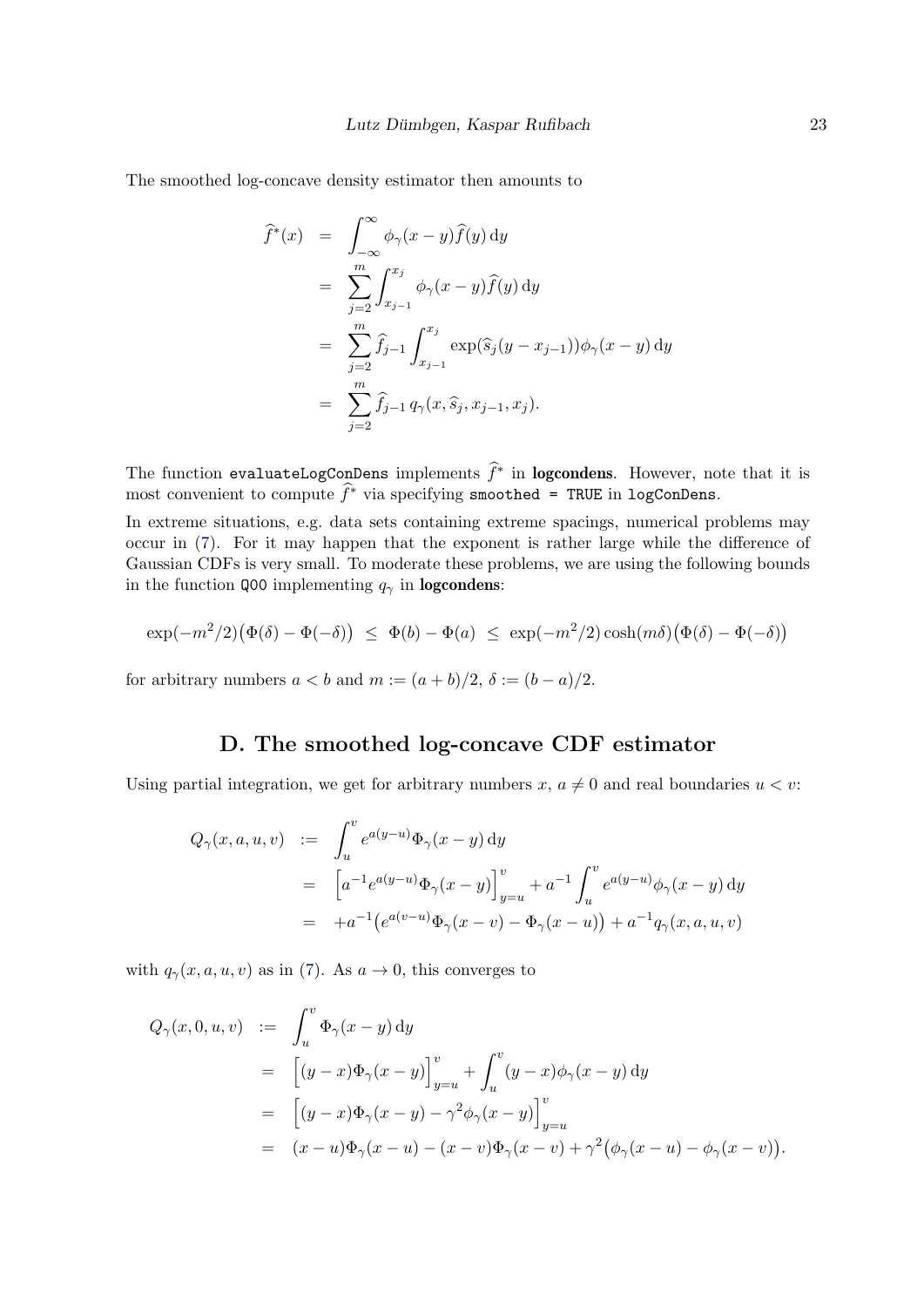The smoothed log-concave density estimator then amounts to

$$
\begin{aligned}
\widehat{f}^*(x) &= \int_{-\infty}^{\infty} \phi_\gamma(x-y)\widehat{f}(y)\,\mathrm{d}y \\
&= \sum_{j=2}^{m} \int_{x_{j-1}}^{x_j} \phi_\gamma(x-y)\widehat{f}(y)\,\mathrm{d}y \\
&= \sum_{j=2}^{m} \widehat{f}_{j-1} \int_{x_{j-1}}^{x_j} \exp(\widehat{s}_j(y-x_{j-1}))\phi_\gamma(x-y)\,\mathrm{d}y \\
&= \sum_{j=2}^{m} \widehat{f}_{j-1}\, q_\gamma(x, \widehat{s}_j, x_{j-1}, x_j).
\end{aligned}
$$

The function `evaluateLogConDens` implements $\widehat{f}^*$ in **logcondens**. However, note that it is most convenient to compute $\widehat{f}^*$ via specifying `smoothed = TRUE` in `logConDens`.

In extreme situations, e.g. data sets containing extreme spacings, numerical problems may occur in (7). For it may happen that the exponent is rather large while the difference of Gaussian CDFs is very small. To moderate these problems, we are using the following bounds in the function `Q00` implementing $q_\gamma$ in **logcondens**:

$$
\exp(-m^2/2)\big(\Phi(\delta) - \Phi(-\delta)\big) \ \le\ \Phi(b) - \Phi(a) \ \le\ \exp(-m^2/2)\cosh(m\delta)\big(\Phi(\delta) - \Phi(-\delta)\big)
$$

for arbitrary numbers $a < b$ and $m := (a+b)/2$, $\delta := (b-a)/2$.

## D. The smoothed log-concave CDF estimator

Using partial integration, we get for arbitrary numbers $x$, $a \neq 0$ and real boundaries $u < v$:

$$
\begin{aligned}
Q_\gamma(x, a, u, v) &:= \int_u^v e^{a(y-u)}\Phi_\gamma(x-y)\,\mathrm{d}y \\
&= \Big[a^{-1}e^{a(y-u)}\Phi_\gamma(x-y)\Big]_{y=u}^{v} + a^{-1}\int_u^v e^{a(y-u)}\phi_\gamma(x-y)\,\mathrm{d}y \\
&= +a^{-1}\big(e^{a(v-u)}\Phi_\gamma(x-v) - \Phi_\gamma(x-u)\big) + a^{-1}q_\gamma(x, a, u, v)
\end{aligned}
$$

with $q_\gamma(x, a, u, v)$ as in (7). As $a \to 0$, this converges to

$$
\begin{aligned}
Q_\gamma(x, 0, u, v) &:= \int_u^v \Phi_\gamma(x-y)\,\mathrm{d}y \\
&= \Big[(y-x)\Phi_\gamma(x-y)\Big]_{y=u}^{v} + \int_u^v (y-x)\phi_\gamma(x-y)\,\mathrm{d}y \\
&= \Big[(y-x)\Phi_\gamma(x-y) - \gamma^2\phi_\gamma(x-y)\Big]_{y=u}^{v} \\
&= (x-u)\Phi_\gamma(x-u) - (x-v)\Phi_\gamma(x-v) + \gamma^2\big(\phi_\gamma(x-u) - \phi_\gamma(x-v)\big).
\end{aligned}
$$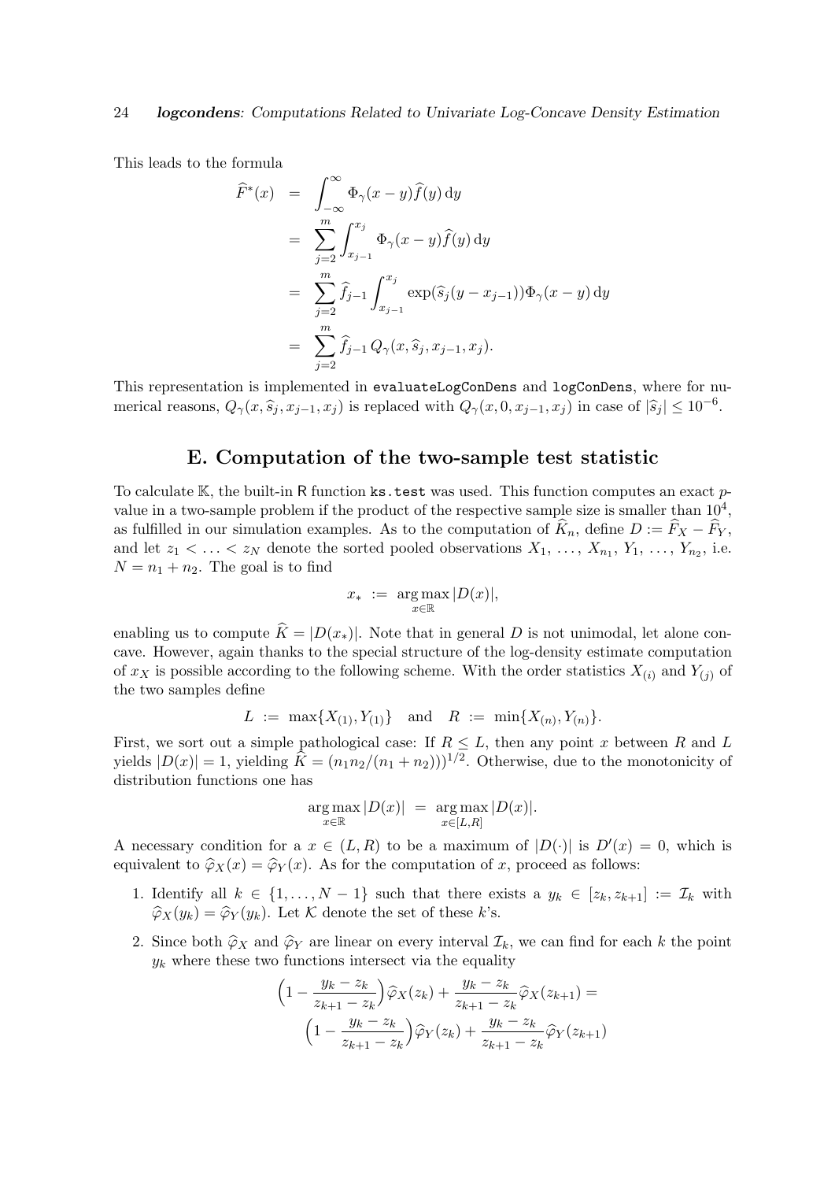This leads to the formula

$$
\begin{aligned}
\widehat{F}^*(x) &= \int_{-\infty}^{\infty} \Phi_\gamma(x-y)\widehat{f}(y)\,\mathrm{d}y \\
&= \sum_{j=2}^{m} \int_{x_{j-1}}^{x_j} \Phi_\gamma(x-y)\widehat{f}(y)\,\mathrm{d}y \\
&= \sum_{j=2}^{m} \widehat{f}_{j-1} \int_{x_{j-1}}^{x_j} \exp(\widehat{s}_j(y-x_{j-1}))\Phi_\gamma(x-y)\,\mathrm{d}y \\
&= \sum_{j=2}^{m} \widehat{f}_{j-1}\, Q_\gamma(x, \widehat{s}_j, x_{j-1}, x_j).
\end{aligned}
$$

This representation is implemented in `evaluateLogConDens` and `logConDens`, where for numerical reasons, $Q_\gamma(x, \widehat{s}_j, x_{j-1}, x_j)$ is replaced with $Q_\gamma(x, 0, x_{j-1}, x_j)$ in case of $|\widehat{s}_j| \leq 10^{-6}$.

## E. Computation of the two-sample test statistic

To calculate $\mathbb{K}$, the built-in R function `ks.test` was used. This function computes an exact $p$-value in a two-sample problem if the product of the respective sample size is smaller than $10^4$, as fulfilled in our simulation examples. As to the computation of $\widehat{K}_n$, define $D := \widehat{F}_X - \widehat{F}_Y$, and let $z_1 < \ldots < z_N$ denote the sorted pooled observations $X_1, \ldots, X_{n_1}, Y_1, \ldots, Y_{n_2}$, i.e. $N = n_1 + n_2$. The goal is to find

$$
x_* := \operatorname*{arg\,max}_{x \in \mathbb{R}} |D(x)|,
$$

enabling us to compute $\widehat{K} = |D(x_*)|$. Note that in general $D$ is not unimodal, let alone concave. However, again thanks to the special structure of the log-density estimate computation of $x_X$ is possible according to the following scheme. With the order statistics $X_{(i)}$ and $Y_{(j)}$ of the two samples define

$$
L := \max\{X_{(1)}, Y_{(1)}\} \quad \text{and} \quad R := \min\{X_{(n)}, Y_{(n)}\}.
$$

First, we sort out a simple pathological case: If $R \leq L$, then any point $x$ between $R$ and $L$ yields $|D(x)| = 1$, yielding $\widehat{K} = (n_1 n_2/(n_1 + n_2)))^{1/2}$. Otherwise, due to the monotonicity of distribution functions one has

$$
\operatorname*{arg\,max}_{x \in \mathbb{R}} |D(x)| = \operatorname*{arg\,max}_{x \in [L,R]} |D(x)|.
$$

A necessary condition for a $x \in (L, R)$ to be a maximum of $|D(\cdot)|$ is $D'(x) = 0$, which is equivalent to $\widehat{\varphi}_X(x) = \widehat{\varphi}_Y(x)$. As for the computation of $x$, proceed as follows:

1. Identify all $k \in \{1, \ldots, N-1\}$ such that there exists a $y_k \in [z_k, z_{k+1}] := \mathcal{I}_k$ with $\widehat{\varphi}_X(y_k) = \widehat{\varphi}_Y(y_k)$. Let $\mathcal{K}$ denote the set of these $k$'s.

2. Since both $\widehat{\varphi}_X$ and $\widehat{\varphi}_Y$ are linear on every interval $\mathcal{I}_k$, we can find for each $k$ the point $y_k$ where these two functions intersect via the equality

$$
\Big(1 - \frac{y_k - z_k}{z_{k+1} - z_k}\Big)\widehat{\varphi}_X(z_k) + \frac{y_k - z_k}{z_{k+1} - z_k}\widehat{\varphi}_X(z_{k+1}) = \Big(1 - \frac{y_k - z_k}{z_{k+1} - z_k}\Big)\widehat{\varphi}_Y(z_k) + \frac{y_k - z_k}{z_{k+1} - z_k}\widehat{\varphi}_Y(z_{k+1})
$$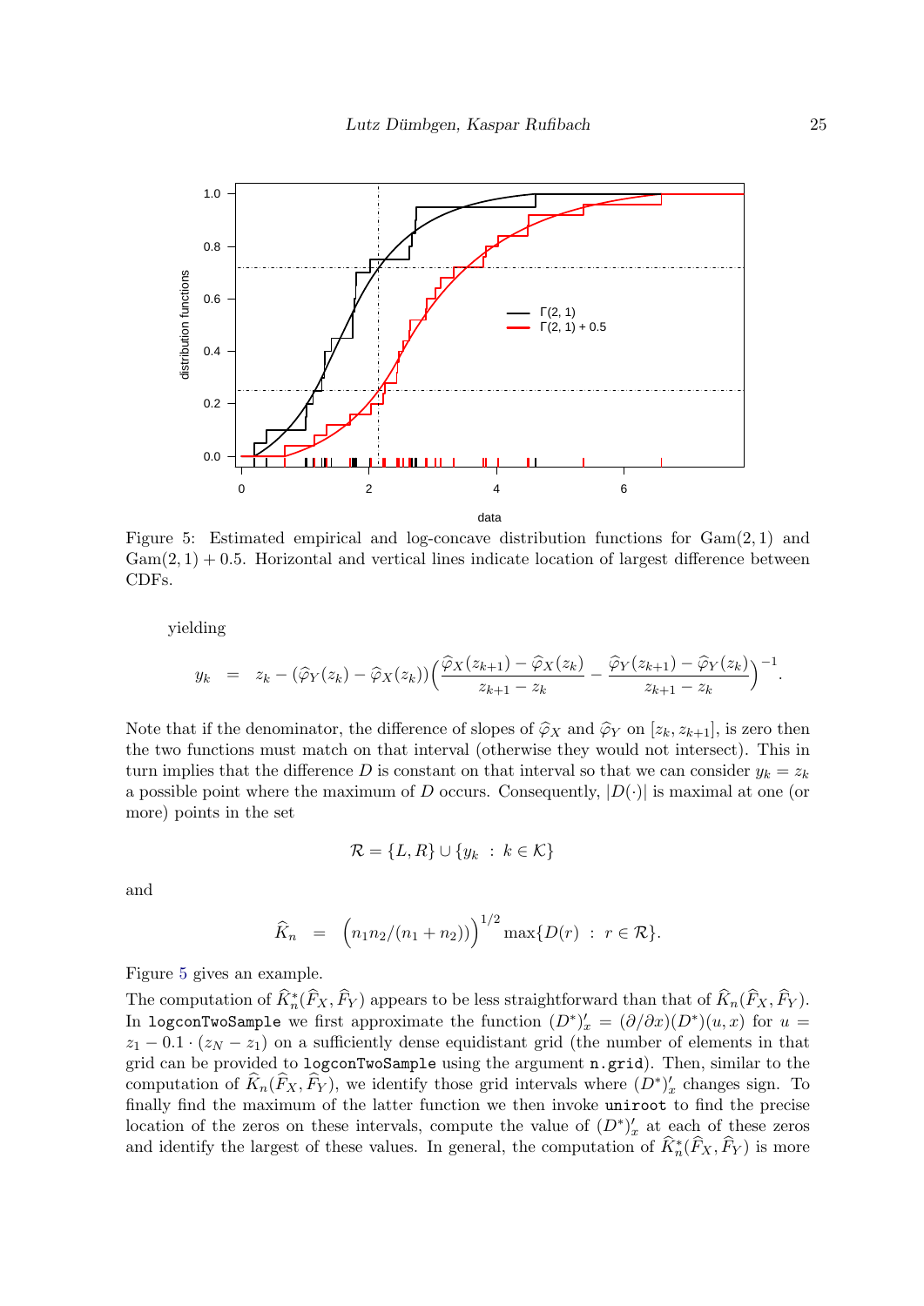Figure 5: Estimated empirical and log-concave distribution functions for $\mathrm{Gam}(2,1)$ and $\mathrm{Gam}(2,1) + 0.5$. Horizontal and vertical lines indicate location of largest difference between CDFs.

yielding

$$y_k \quad = \quad z_k - (\widehat{\varphi}_Y(z_k) - \widehat{\varphi}_X(z_k))\Big(\frac{\widehat{\varphi}_X(z_{k+1}) - \widehat{\varphi}_X(z_k)}{z_{k+1} - z_k} - \frac{\widehat{\varphi}_Y(z_{k+1}) - \widehat{\varphi}_Y(z_k)}{z_{k+1} - z_k}\Big)^{-1}.$$

Note that if the denominator, the difference of slopes of $\widehat{\varphi}_X$ and $\widehat{\varphi}_Y$ on $[z_k, z_{k+1}]$, is zero then the two functions must match on that interval (otherwise they would not intersect). This in turn implies that the difference $D$ is constant on that interval so that we can consider $y_k = z_k$ a possible point where the maximum of $D$ occurs. Consequently, $|D(\cdot)|$ is maximal at one (or more) points in the set

$$\mathcal{R} = \{L, R\} \cup \{y_k \; : \; k \in \mathcal{K}\}$$

and

$$\widehat{K}_n \quad = \quad \Big(n_1 n_2/(n_1 + n_2)\Big)^{1/2} \max\{D(r) \; : \; r \in \mathcal{R}\}.$$

Figure 5 gives an example.

The computation of $\widehat{K}_n^*(\widehat{F}_X, \widehat{F}_Y)$ appears to be less straightforward than that of $\widehat{K}_n(\widehat{F}_X, \widehat{F}_Y)$. In `logconTwoSample` we first approximate the function $(D^*)'_x = (\partial/\partial x)(D^*)(u, x)$ for $u = z_1 - 0.1 \cdot (z_N - z_1)$ on a sufficiently dense equidistant grid (the number of elements in that grid can be provided to `logconTwoSample` using the argument `n.grid`). Then, similar to the computation of $\widehat{K}_n(\widehat{F}_X, \widehat{F}_Y)$, we identify those grid intervals where $(D^*)'_x$ changes sign. To finally find the maximum of the latter function we then invoke `uniroot` to find the precise location of the zeros on these intervals, compute the value of $(D^*)'_x$ at each of these zeros and identify the largest of these values. In general, the computation of $\widehat{K}_n^*(\widehat{F}_X, \widehat{F}_Y)$ is more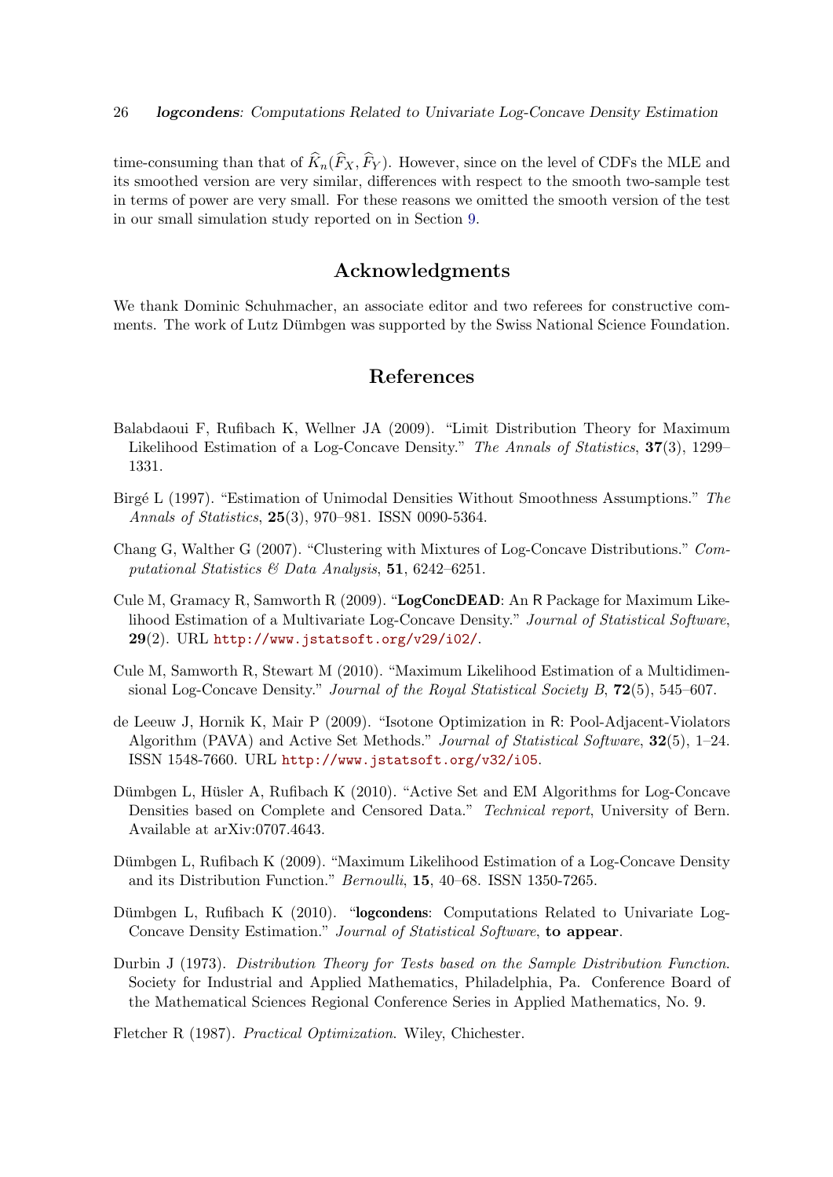time-consuming than that of $\widehat{K}_n(\widehat{F}_X, \widehat{F}_Y)$. However, since on the level of CDFs the MLE and its smoothed version are very similar, differences with respect to the smooth two-sample test in terms of power are very small. For these reasons we omitted the smooth version of the test in our small simulation study reported on in Section 9.

# Acknowledgments

We thank Dominic Schuhmacher, an associate editor and two referees for constructive comments. The work of Lutz Dümbgen was supported by the Swiss National Science Foundation.

# References

Balabdaoui F, Rufibach K, Wellner JA (2009). "Limit Distribution Theory for Maximum Likelihood Estimation of a Log-Concave Density." *The Annals of Statistics*, **37**(3), 1299–1331.

Birgé L (1997). "Estimation of Unimodal Densities Without Smoothness Assumptions." *The Annals of Statistics*, **25**(3), 970–981. ISSN 0090-5364.

Chang G, Walther G (2007). "Clustering with Mixtures of Log-Concave Distributions." *Computational Statistics & Data Analysis*, **51**, 6242–6251.

Cule M, Gramacy R, Samworth R (2009). "**LogConcDEAD**: An R Package for Maximum Likelihood Estimation of a Multivariate Log-Concave Density." *Journal of Statistical Software*, **29**(2). URL http://www.jstatsoft.org/v29/i02/.

Cule M, Samworth R, Stewart M (2010). "Maximum Likelihood Estimation of a Multidimensional Log-Concave Density." *Journal of the Royal Statistical Society B*, **72**(5), 545–607.

de Leeuw J, Hornik K, Mair P (2009). "Isotone Optimization in R: Pool-Adjacent-Violators Algorithm (PAVA) and Active Set Methods." *Journal of Statistical Software*, **32**(5), 1–24. ISSN 1548-7660. URL http://www.jstatsoft.org/v32/i05.

Dümbgen L, Hüsler A, Rufibach K (2010). "Active Set and EM Algorithms for Log-Concave Densities based on Complete and Censored Data." *Technical report*, University of Bern. Available at arXiv:0707.4643.

Dümbgen L, Rufibach K (2009). "Maximum Likelihood Estimation of a Log-Concave Density and its Distribution Function." *Bernoulli*, **15**, 40–68. ISSN 1350-7265.

Dümbgen L, Rufibach K (2010). "**logcondens**: Computations Related to Univariate Log-Concave Density Estimation." *Journal of Statistical Software*, **to appear**.

Durbin J (1973). *Distribution Theory for Tests based on the Sample Distribution Function*. Society for Industrial and Applied Mathematics, Philadelphia, Pa. Conference Board of the Mathematical Sciences Regional Conference Series in Applied Mathematics, No. 9.

Fletcher R (1987). *Practical Optimization*. Wiley, Chichester.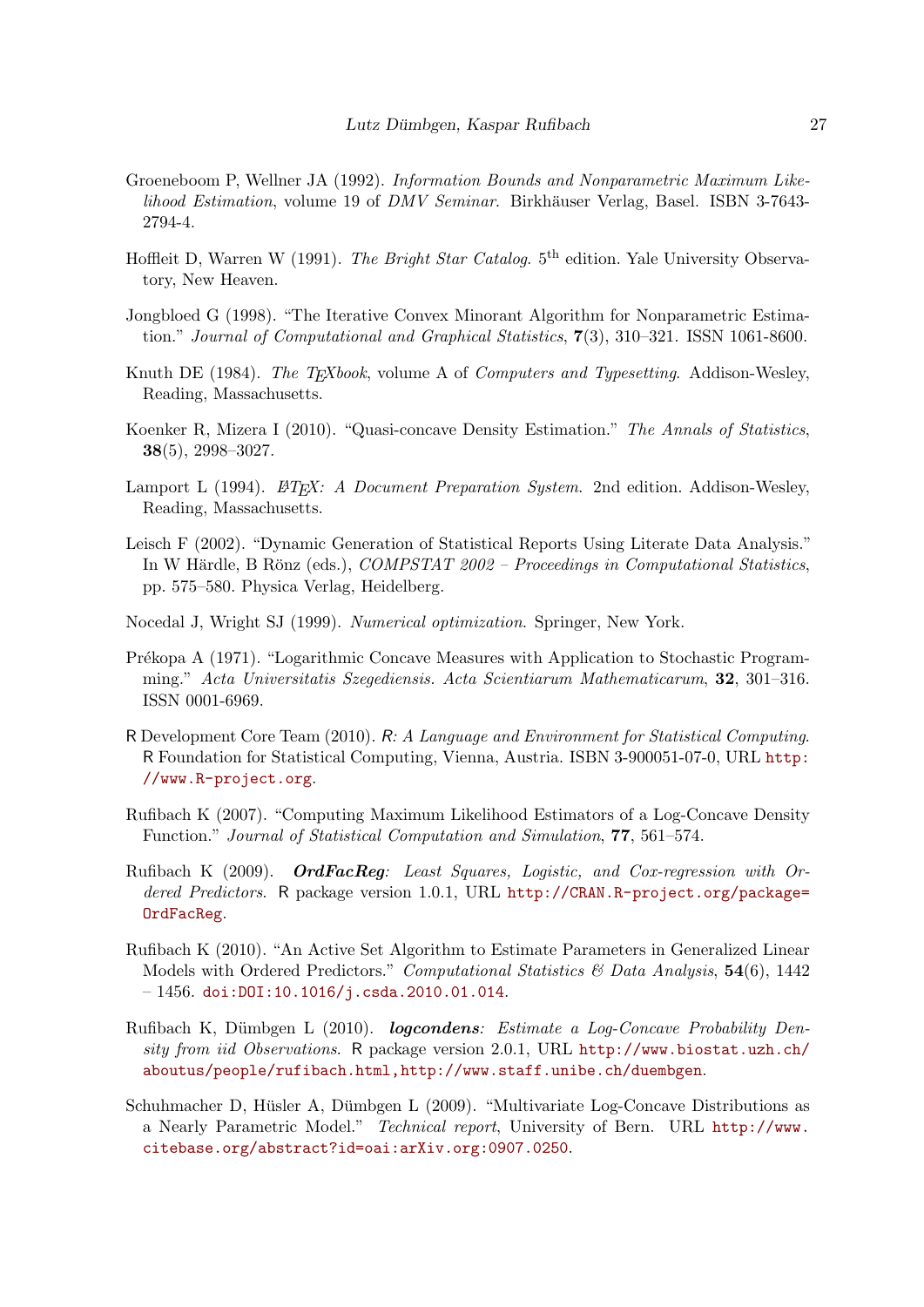Groeneboom P, Wellner JA (1992). *Information Bounds and Nonparametric Maximum Likelihood Estimation*, volume 19 of *DMV Seminar*. Birkhäuser Verlag, Basel. ISBN 3-7643-2794-4.

Hoffleit D, Warren W (1991). *The Bright Star Catalog*. 5th edition. Yale University Observatory, New Heaven.

Jongbloed G (1998). "The Iterative Convex Minorant Algorithm for Nonparametric Estimation." *Journal of Computational and Graphical Statistics*, **7**(3), 310–321. ISSN 1061-8600.

Knuth DE (1984). *The TEXbook*, volume A of *Computers and Typesetting*. Addison-Wesley, Reading, Massachusetts.

Koenker R, Mizera I (2010). "Quasi-concave Density Estimation." *The Annals of Statistics*, **38**(5), 2998–3027.

Lamport L (1994). *LATEX: A Document Preparation System*. 2nd edition. Addison-Wesley, Reading, Massachusetts.

Leisch F (2002). "Dynamic Generation of Statistical Reports Using Literate Data Analysis." In W Härdle, B Rönz (eds.), *COMPSTAT 2002 – Proceedings in Computational Statistics*, pp. 575–580. Physica Verlag, Heidelberg.

Nocedal J, Wright SJ (1999). *Numerical optimization*. Springer, New York.

Prékopa A (1971). "Logarithmic Concave Measures with Application to Stochastic Programming." *Acta Universitatis Szegediensis. Acta Scientiarum Mathematicarum*, **32**, 301–316. ISSN 0001-6969.

R Development Core Team (2010). *R: A Language and Environment for Statistical Computing*. R Foundation for Statistical Computing, Vienna, Austria. ISBN 3-900051-07-0, URL http://www.R-project.org.

Rufibach K (2007). "Computing Maximum Likelihood Estimators of a Log-Concave Density Function." *Journal of Statistical Computation and Simulation*, **77**, 561–574.

Rufibach K (2009). ***OrdFacReg**: Least Squares, Logistic, and Cox-regression with Ordered Predictors*. R package version 1.0.1, URL http://CRAN.R-project.org/package=OrdFacReg.

Rufibach K (2010). "An Active Set Algorithm to Estimate Parameters in Generalized Linear Models with Ordered Predictors." *Computational Statistics & Data Analysis*, **54**(6), 1442 – 1456. doi:DOI:10.1016/j.csda.2010.01.014.

Rufibach K, Dümbgen L (2010). ***logcondens**: Estimate a Log-Concave Probability Density from iid Observations*. R package version 2.0.1, URL http://www.biostat.uzh.ch/aboutus/people/rufibach.html,http://www.staff.unibe.ch/duembgen.

Schuhmacher D, Hüsler A, Dümbgen L (2009). "Multivariate Log-Concave Distributions as a Nearly Parametric Model." *Technical report*, University of Bern. URL http://www.citebase.org/abstract?id=oai:arXiv.org:0907.0250.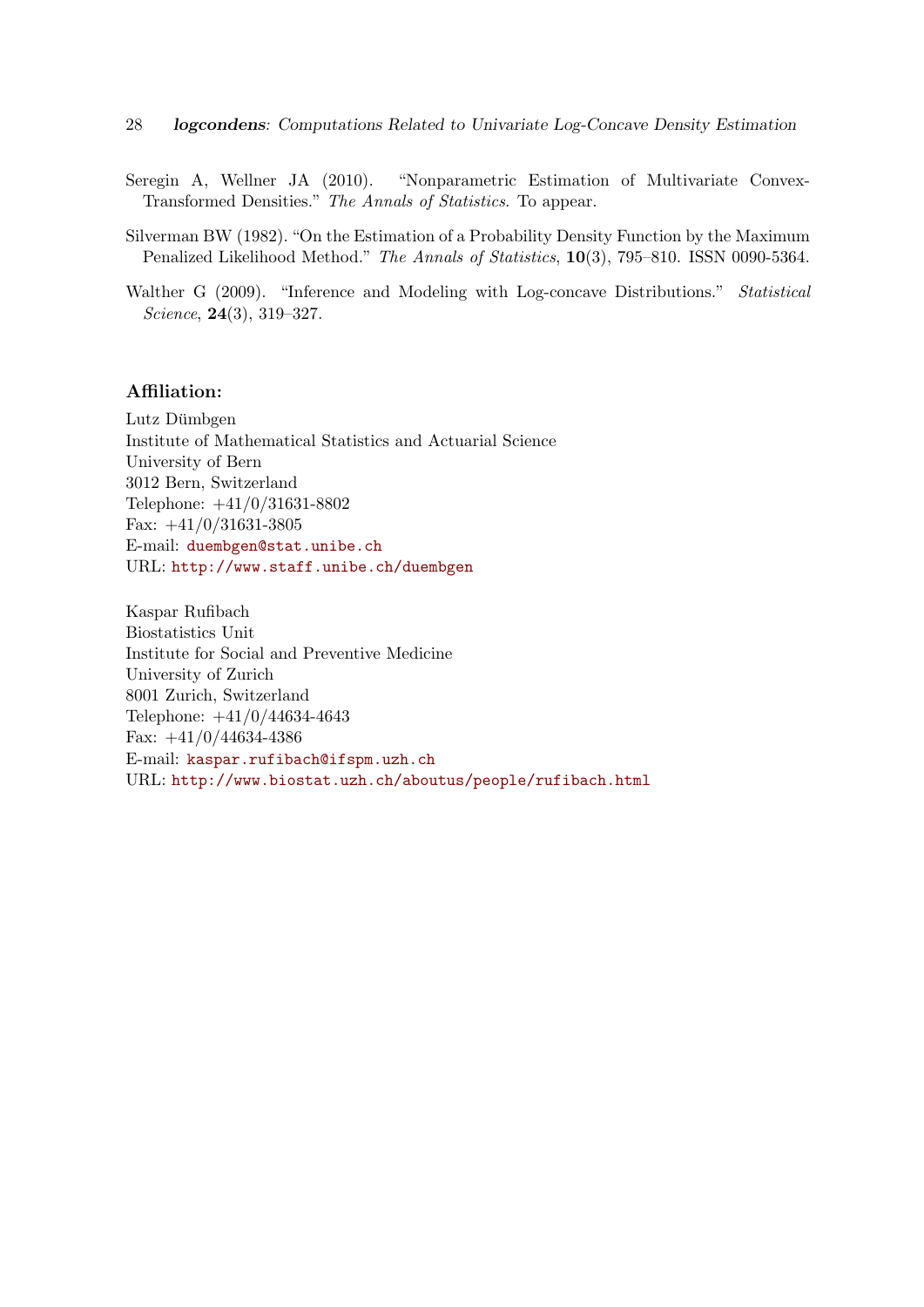Seregin A, Wellner JA (2010). "Nonparametric Estimation of Multivariate Convex-Transformed Densities." *The Annals of Statistics*. To appear.

Silverman BW (1982). "On the Estimation of a Probability Density Function by the Maximum Penalized Likelihood Method." *The Annals of Statistics*, **10**(3), 795–810. ISSN 0090-5364.

Walther G (2009). "Inference and Modeling with Log-concave Distributions." *Statistical Science*, **24**(3), 319–327.

### Affiliation:

Lutz Dümbgen
Institute of Mathematical Statistics and Actuarial Science
University of Bern
3012 Bern, Switzerland
Telephone: +41/0/31631-8802
Fax: +41/0/31631-3805
E-mail: duembgen@stat.unibe.ch
URL: http://www.staff.unibe.ch/duembgen

Kaspar Rufibach
Biostatistics Unit
Institute for Social and Preventive Medicine
University of Zurich
8001 Zurich, Switzerland
Telephone: +41/0/44634-4643
Fax: +41/0/44634-4386
E-mail: kaspar.rufibach@ifspm.uzh.ch
URL: http://www.biostat.uzh.ch/aboutus/people/rufibach.html